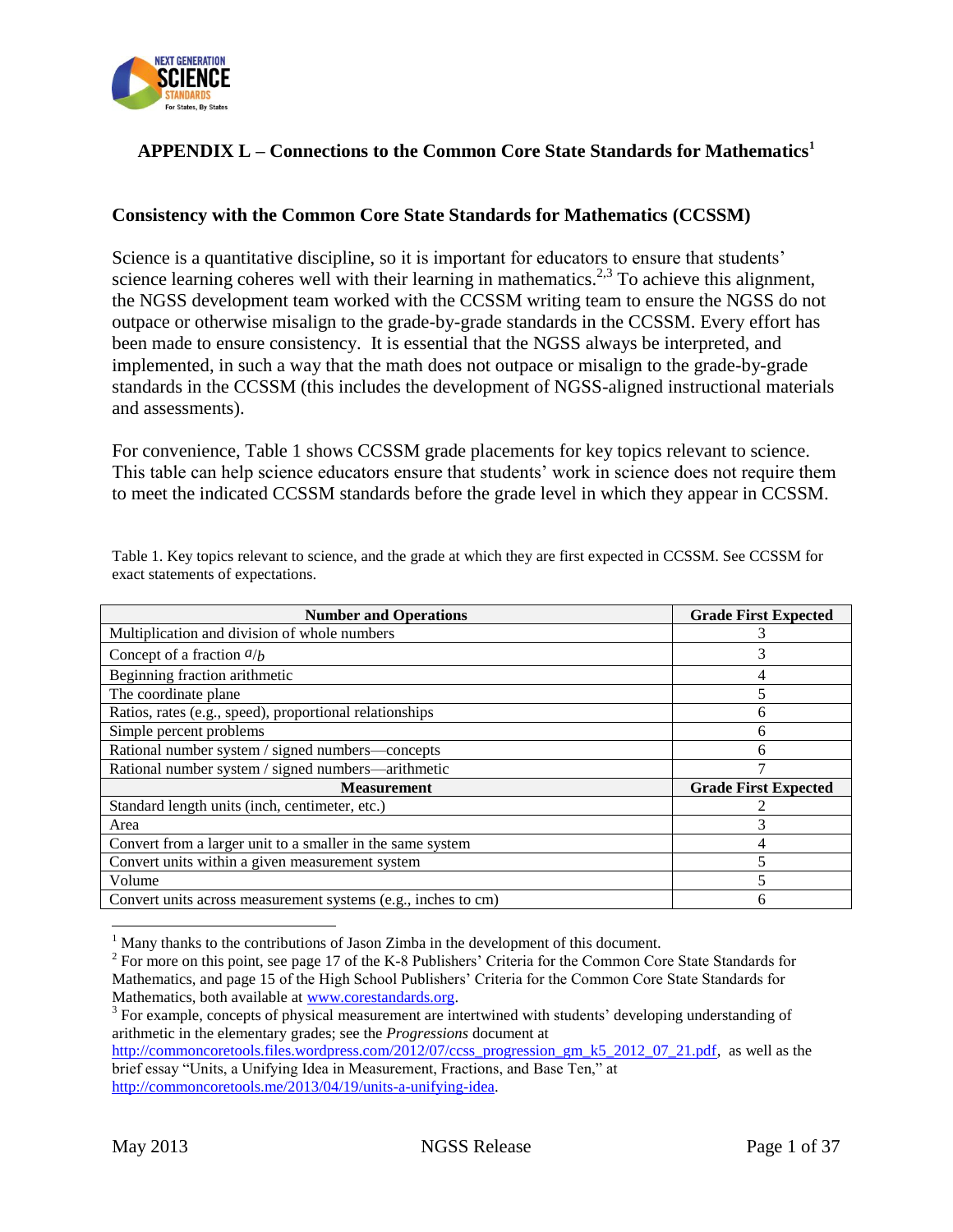## APPENDIX L – Connections to the Common Core State Standards for Mathematics[1]

### Consistency with the Common Core State Standards for Mathematics (CCSSM)

Science is a quantitative discipline, so it is important for educators to ensure that students' science learning coheres well with their learning in mathematics.[2,3] To achieve this alignment, the NGSS development team worked with the CCSSM writing team to ensure the NGSS do not outpace or otherwise misalign to the grade-by-grade standards in the CCSSM. Every effort has been made to ensure consistency. It is essential that the NGSS always be interpreted, and implemented, in such a way that the math does not outpace or misalign to the grade-by-grade standards in the CCSSM (this includes the development of NGSS-aligned instructional materials and assessments).

For convenience, Table 1 shows CCSSM grade placements for key topics relevant to science. This table can help science educators ensure that students' work in science does not require them to meet the indicated CCSSM standards before the grade level in which they appear in CCSSM.

Table 1. Key topics relevant to science, and the grade at which they are first expected in CCSSM. See CCSSM for exact statements of expectations.

| Number and Operations | Grade First Expected |
|---|---|
| Multiplication and division of whole numbers | 3 |
| Concept of a fraction $a/b$ | 3 |
| Beginning fraction arithmetic | 4 |
| The coordinate plane | 5 |
| Ratios, rates (e.g., speed), proportional relationships | 6 |
| Simple percent problems | 6 |
| Rational number system / signed numbers—concepts | 6 |
| Rational number system / signed numbers—arithmetic | 7 |
| **Measurement** | **Grade First Expected** |
| Standard length units (inch, centimeter, etc.) | 2 |
| Area | 3 |
| Convert from a larger unit to a smaller in the same system | 4 |
| Convert units within a given measurement system | 5 |
| Volume | 5 |
| Convert units across measurement systems (e.g., inches to cm) | 6 |

[1] Many thanks to the contributions of Jason Zimba in the development of this document.

[2] For more on this point, see page 17 of the K-8 Publishers' Criteria for the Common Core State Standards for Mathematics, and page 15 of the High School Publishers' Criteria for the Common Core State Standards for Mathematics, both available at www.corestandards.org.

[3] For example, concepts of physical measurement are intertwined with students' developing understanding of arithmetic in the elementary grades; see the *Progressions* document at http://commoncoretools.files.wordpress.com/2012/07/ccss_progression_gm_k5_2012_07_21.pdf, as well as the brief essay "Units, a Unifying Idea in Measurement, Fractions, and Base Ten," at http://commoncoretools.me/2013/04/19/units-a-unifying-idea.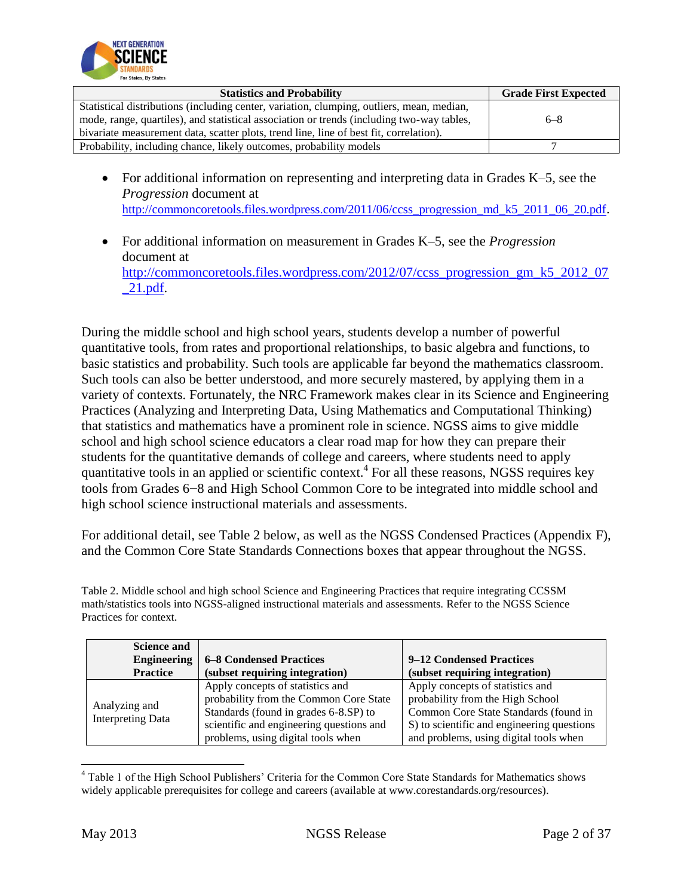| Statistics and Probability | Grade First Expected |
|---|---|
| Statistical distributions (including center, variation, clumping, outliers, mean, median, mode, range, quartiles), and statistical association or trends (including two-way tables, bivariate measurement data, scatter plots, trend line, line of best fit, correlation). | 6–8 |
| Probability, including chance, likely outcomes, probability models | 7 |

- For additional information on representing and interpreting data in Grades K–5, see the *Progression* document at http://commoncoretools.files.wordpress.com/2011/06/ccss_progression_md_k5_2011_06_20.pdf.

- For additional information on measurement in Grades K–5, see the *Progression* document at http://commoncoretools.files.wordpress.com/2012/07/ccss_progression_gm_k5_2012_07_21.pdf.

During the middle school and high school years, students develop a number of powerful quantitative tools, from rates and proportional relationships, to basic algebra and functions, to basic statistics and probability. Such tools are applicable far beyond the mathematics classroom. Such tools can also be better understood, and more securely mastered, by applying them in a variety of contexts. Fortunately, the NRC Framework makes clear in its Science and Engineering Practices (Analyzing and Interpreting Data, Using Mathematics and Computational Thinking) that statistics and mathematics have a prominent role in science. NGSS aims to give middle school and high school science educators a clear road map for how they can prepare their students for the quantitative demands of college and careers, where students need to apply quantitative tools in an applied or scientific context.[4] For all these reasons, NGSS requires key tools from Grades 6−8 and High School Common Core to be integrated into middle school and high school science instructional materials and assessments.

For additional detail, see Table 2 below, as well as the NGSS Condensed Practices (Appendix F), and the Common Core State Standards Connections boxes that appear throughout the NGSS.

Table 2. Middle school and high school Science and Engineering Practices that require integrating CCSSM math/statistics tools into NGSS-aligned instructional materials and assessments. Refer to the NGSS Science Practices for context.

| Science and Engineering Practice | 6–8 Condensed Practices (subset requiring integration) | 9–12 Condensed Practices (subset requiring integration) |
|---|---|---|
| Analyzing and Interpreting Data | Apply concepts of statistics and probability from the Common Core State Standards (found in grades 6-8.SP) to scientific and engineering questions and problems, using digital tools when | Apply concepts of statistics and probability from the High School Common Core State Standards (found in S) to scientific and engineering questions and problems, using digital tools when |

[4] Table 1 of the High School Publishers' Criteria for the Common Core State Standards for Mathematics shows widely applicable prerequisites for college and careers (available at www.corestandards.org/resources).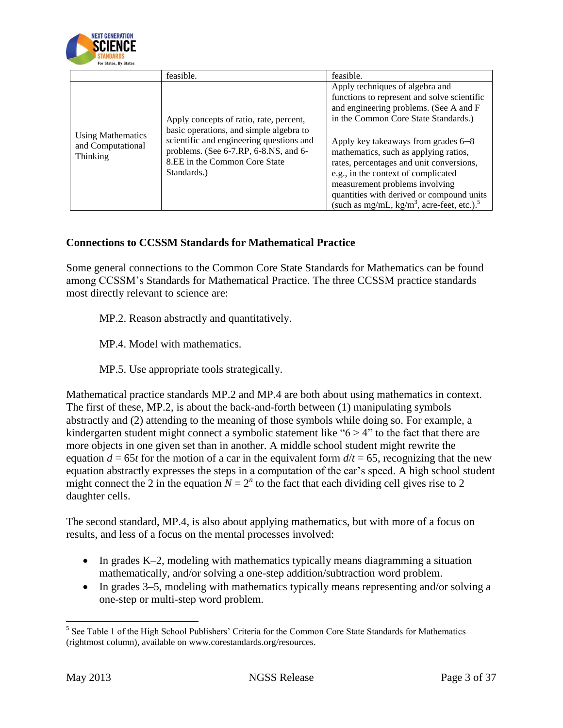|  | feasible. | feasible. |
|---|---|---|
| Using Mathematics and Computational Thinking | Apply concepts of ratio, rate, percent, basic operations, and simple algebra to scientific and engineering questions and problems. (See 6-7.RP, 6-8.NS, and 6-8.EE in the Common Core State Standards.) | Apply techniques of algebra and functions to represent and solve scientific and engineering problems. (See A and F in the Common Core State Standards.)<br><br>Apply key takeaways from grades 6–8 mathematics, such as applying ratios, rates, percentages and unit conversions, e.g., in the context of complicated measurement problems involving quantities with derived or compound units (such as mg/mL, kg/$m^3$, acre-feet, etc.).[5] |

### Connections to CCSSM Standards for Mathematical Practice

Some general connections to the Common Core State Standards for Mathematics can be found among CCSSM's Standards for Mathematical Practice. The three CCSSM practice standards most directly relevant to science are:

MP.2. Reason abstractly and quantitatively.

MP.4. Model with mathematics.

MP.5. Use appropriate tools strategically.

Mathematical practice standards MP.2 and MP.4 are both about using mathematics in context. The first of these, MP.2, is about the back-and-forth between (1) manipulating symbols abstractly and (2) attending to the meaning of those symbols while doing so. For example, a kindergarten student might connect a symbolic statement like "6 > 4" to the fact that there are more objects in one given set than in another. A middle school student might rewrite the equation $d = 65t$ for the motion of a car in the equivalent form $d/t = 65$, recognizing that the new equation abstractly expresses the steps in a computation of the car's speed. A high school student might connect the 2 in the equation $N = 2^n$ to the fact that each dividing cell gives rise to 2 daughter cells.

The second standard, MP.4, is also about applying mathematics, but with more of a focus on results, and less of a focus on the mental processes involved:

- In grades K–2, modeling with mathematics typically means diagramming a situation mathematically, and/or solving a one-step addition/subtraction word problem.
- In grades 3–5, modeling with mathematics typically means representing and/or solving a one-step or multi-step word problem.

---

[5] See Table 1 of the High School Publishers' Criteria for the Common Core State Standards for Mathematics (rightmost column), available on www.corestandards.org/resources.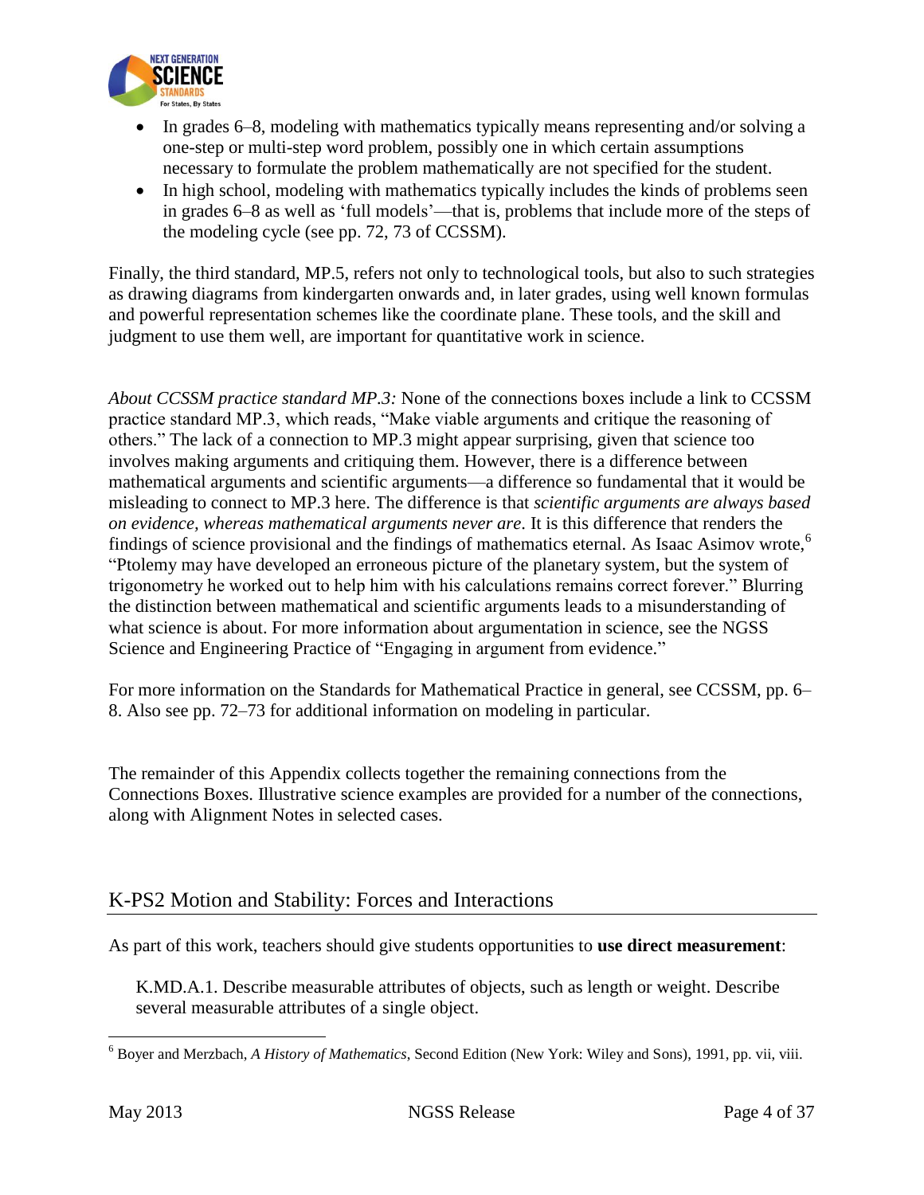- In grades 6–8, modeling with mathematics typically means representing and/or solving a one-step or multi-step word problem, possibly one in which certain assumptions necessary to formulate the problem mathematically are not specified for the student.
- In high school, modeling with mathematics typically includes the kinds of problems seen in grades 6–8 as well as 'full models'—that is, problems that include more of the steps of the modeling cycle (see pp. 72, 73 of CCSSM).

Finally, the third standard, MP.5, refers not only to technological tools, but also to such strategies as drawing diagrams from kindergarten onwards and, in later grades, using well known formulas and powerful representation schemes like the coordinate plane. These tools, and the skill and judgment to use them well, are important for quantitative work in science.

*About CCSSM practice standard MP.3:* None of the connections boxes include a link to CCSSM practice standard MP.3, which reads, "Make viable arguments and critique the reasoning of others." The lack of a connection to MP.3 might appear surprising, given that science too involves making arguments and critiquing them. However, there is a difference between mathematical arguments and scientific arguments—a difference so fundamental that it would be misleading to connect to MP.3 here. The difference is that *scientific arguments are always based on evidence, whereas mathematical arguments never are*. It is this difference that renders the findings of science provisional and the findings of mathematics eternal. As Isaac Asimov wrote,[6] "Ptolemy may have developed an erroneous picture of the planetary system, but the system of trigonometry he worked out to help him with his calculations remains correct forever." Blurring the distinction between mathematical and scientific arguments leads to a misunderstanding of what science is about. For more information about argumentation in science, see the NGSS Science and Engineering Practice of "Engaging in argument from evidence."

For more information on the Standards for Mathematical Practice in general, see CCSSM, pp. 6–8. Also see pp. 72–73 for additional information on modeling in particular.

The remainder of this Appendix collects together the remaining connections from the Connections Boxes. Illustrative science examples are provided for a number of the connections, along with Alignment Notes in selected cases.

## K-PS2 Motion and Stability: Forces and Interactions

As part of this work, teachers should give students opportunities to **use direct measurement**:

> K.MD.A.1. Describe measurable attributes of objects, such as length or weight. Describe several measurable attributes of a single object.

[6] Boyer and Merzbach, *A History of Mathematics*, Second Edition (New York: Wiley and Sons), 1991, pp. vii, viii.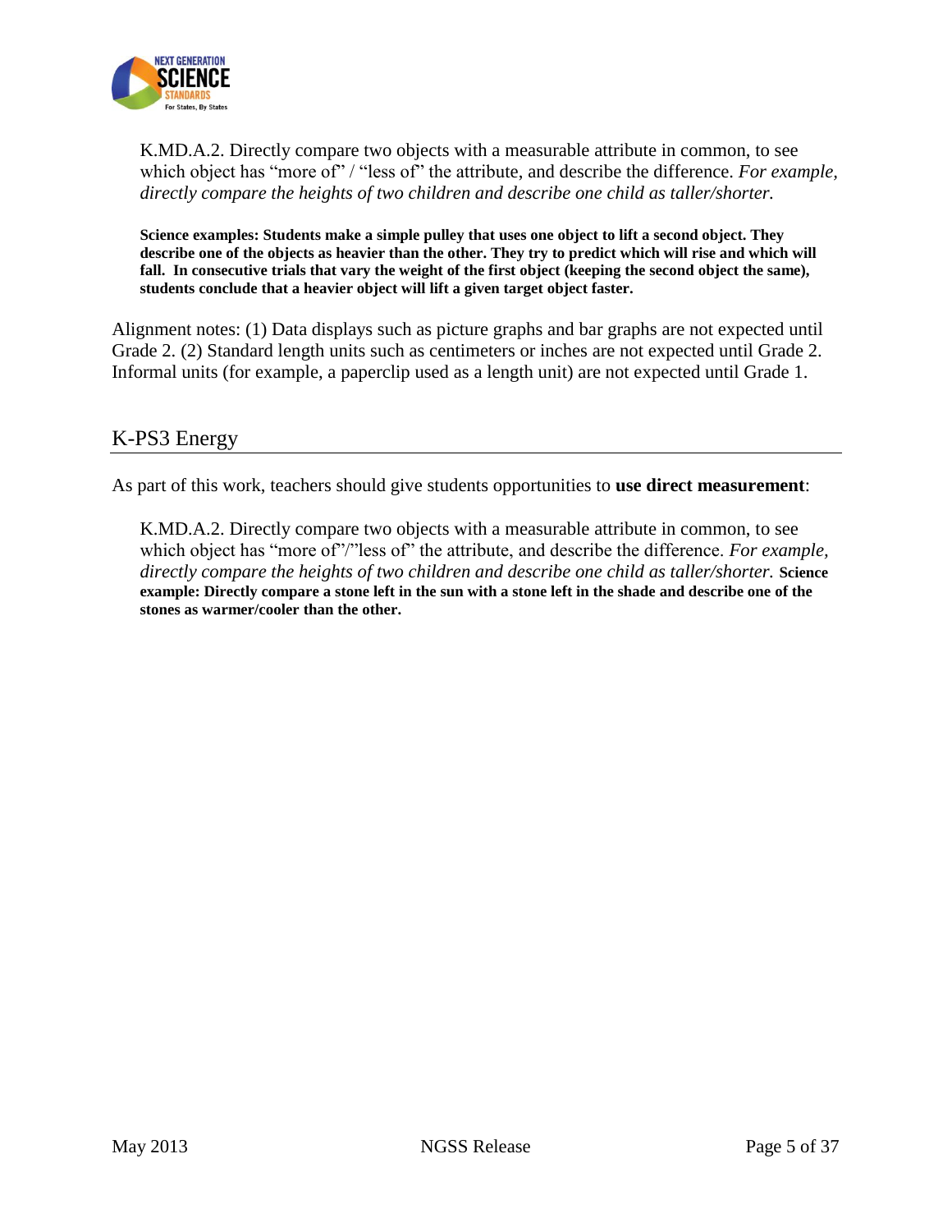K.MD.A.2. Directly compare two objects with a measurable attribute in common, to see which object has "more of" / "less of" the attribute, and describe the difference. *For example, directly compare the heights of two children and describe one child as taller/shorter.*

**Science examples: Students make a simple pulley that uses one object to lift a second object. They describe one of the objects as heavier than the other. They try to predict which will rise and which will fall. In consecutive trials that vary the weight of the first object (keeping the second object the same), students conclude that a heavier object will lift a given target object faster.**

Alignment notes: (1) Data displays such as picture graphs and bar graphs are not expected until Grade 2. (2) Standard length units such as centimeters or inches are not expected until Grade 2. Informal units (for example, a paperclip used as a length unit) are not expected until Grade 1.

## K-PS3 Energy

As part of this work, teachers should give students opportunities to **use direct measurement**:

K.MD.A.2. Directly compare two objects with a measurable attribute in common, to see which object has "more of"/"less of" the attribute, and describe the difference. *For example, directly compare the heights of two children and describe one child as taller/shorter.* **Science example: Directly compare a stone left in the sun with a stone left in the shade and describe one of the stones as warmer/cooler than the other.**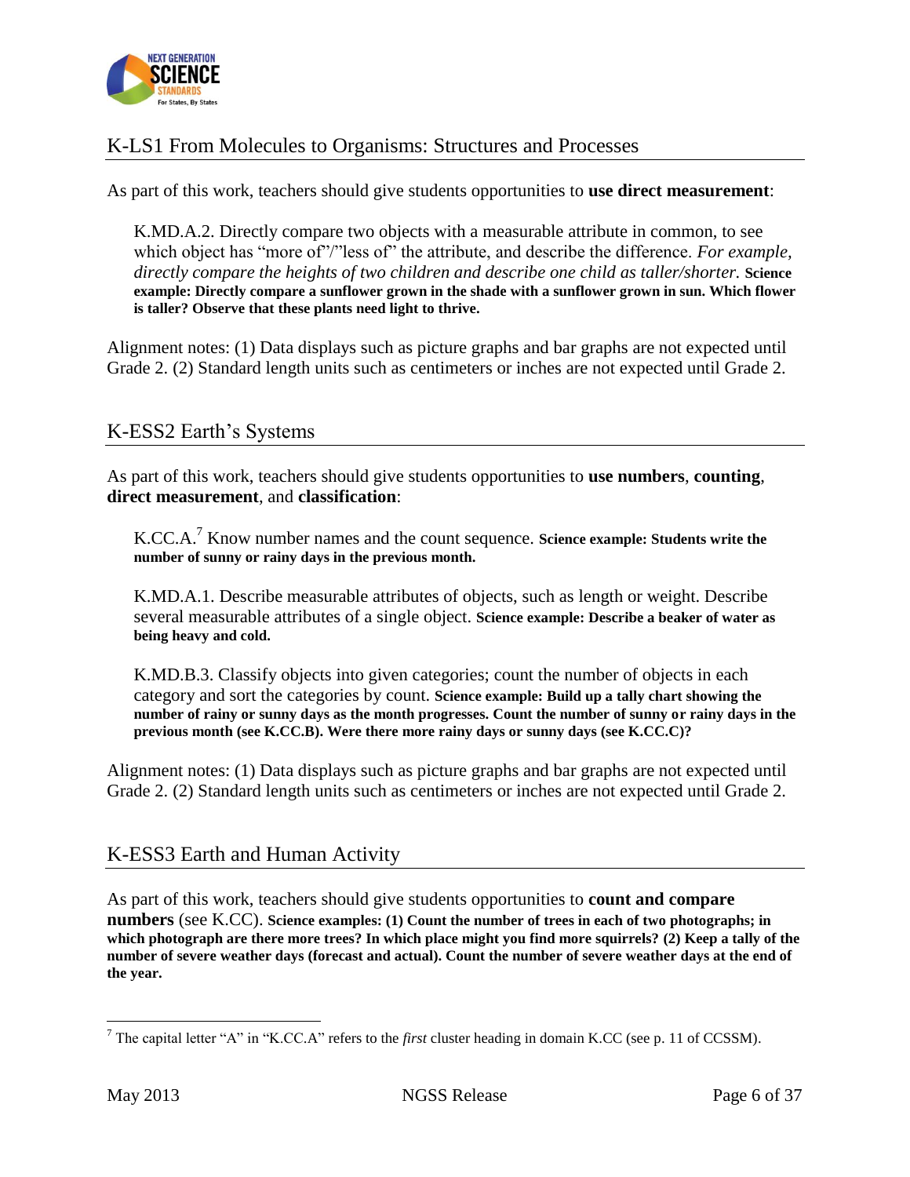## K-LS1 From Molecules to Organisms: Structures and Processes

As part of this work, teachers should give students opportunities to **use direct measurement**:

> K.MD.A.2. Directly compare two objects with a measurable attribute in common, to see which object has "more of"/"less of" the attribute, and describe the difference. *For example, directly compare the heights of two children and describe one child as taller/shorter.* **Science example: Directly compare a sunflower grown in the shade with a sunflower grown in sun. Which flower is taller? Observe that these plants need light to thrive.**

Alignment notes: (1) Data displays such as picture graphs and bar graphs are not expected until Grade 2. (2) Standard length units such as centimeters or inches are not expected until Grade 2.

## K-ESS2 Earth's Systems

As part of this work, teachers should give students opportunities to **use numbers**, **counting**, **direct measurement**, and **classification**:

> K.CC.A.[7] Know number names and the count sequence. **Science example: Students write the number of sunny or rainy days in the previous month.**
>
> K.MD.A.1. Describe measurable attributes of objects, such as length or weight. Describe several measurable attributes of a single object. **Science example: Describe a beaker of water as being heavy and cold.**
>
> K.MD.B.3. Classify objects into given categories; count the number of objects in each category and sort the categories by count. **Science example: Build up a tally chart showing the number of rainy or sunny days as the month progresses. Count the number of sunny or rainy days in the previous month (see K.CC.B). Were there more rainy days or sunny days (see K.CC.C)?**

Alignment notes: (1) Data displays such as picture graphs and bar graphs are not expected until Grade 2. (2) Standard length units such as centimeters or inches are not expected until Grade 2.

## K-ESS3 Earth and Human Activity

As part of this work, teachers should give students opportunities to **count and compare numbers** (see K.CC). **Science examples: (1) Count the number of trees in each of two photographs; in which photograph are there more trees? In which place might you find more squirrels? (2) Keep a tally of the number of severe weather days (forecast and actual). Count the number of severe weather days at the end of the year.**

---

[7] The capital letter "A" in "K.CC.A" refers to the *first* cluster heading in domain K.CC (see p. 11 of CCSSM).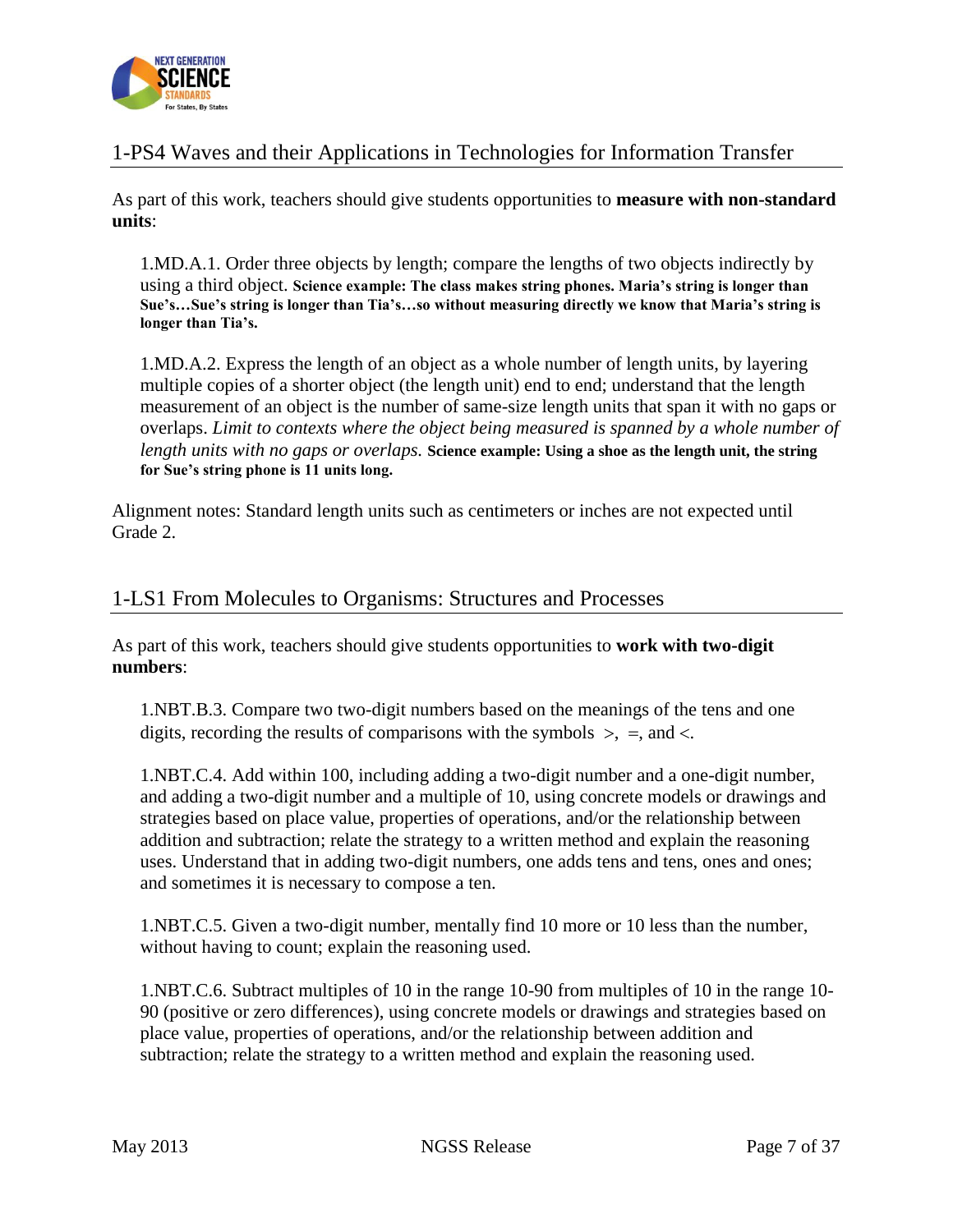## 1-PS4 Waves and their Applications in Technologies for Information Transfer

As part of this work, teachers should give students opportunities to **measure with non-standard units**:

1.MD.A.1. Order three objects by length; compare the lengths of two objects indirectly by using a third object. **Science example: The class makes string phones. Maria's string is longer than Sue's…Sue's string is longer than Tia's…so without measuring directly we know that Maria's string is longer than Tia's.**

1.MD.A.2. Express the length of an object as a whole number of length units, by layering multiple copies of a shorter object (the length unit) end to end; understand that the length measurement of an object is the number of same-size length units that span it with no gaps or overlaps. *Limit to contexts where the object being measured is spanned by a whole number of length units with no gaps or overlaps.* **Science example: Using a shoe as the length unit, the string for Sue's string phone is 11 units long.**

Alignment notes: Standard length units such as centimeters or inches are not expected until Grade 2.

## 1-LS1 From Molecules to Organisms: Structures and Processes

As part of this work, teachers should give students opportunities to **work with two-digit numbers**:

1.NBT.B.3. Compare two two-digit numbers based on the meanings of the tens and one digits, recording the results of comparisons with the symbols >, =, and <.

1.NBT.C.4. Add within 100, including adding a two-digit number and a one-digit number, and adding a two-digit number and a multiple of 10, using concrete models or drawings and strategies based on place value, properties of operations, and/or the relationship between addition and subtraction; relate the strategy to a written method and explain the reasoning uses. Understand that in adding two-digit numbers, one adds tens and tens, ones and ones; and sometimes it is necessary to compose a ten.

1.NBT.C.5. Given a two-digit number, mentally find 10 more or 10 less than the number, without having to count; explain the reasoning used.

1.NBT.C.6. Subtract multiples of 10 in the range 10-90 from multiples of 10 in the range 10-90 (positive or zero differences), using concrete models or drawings and strategies based on place value, properties of operations, and/or the relationship between addition and subtraction; relate the strategy to a written method and explain the reasoning used.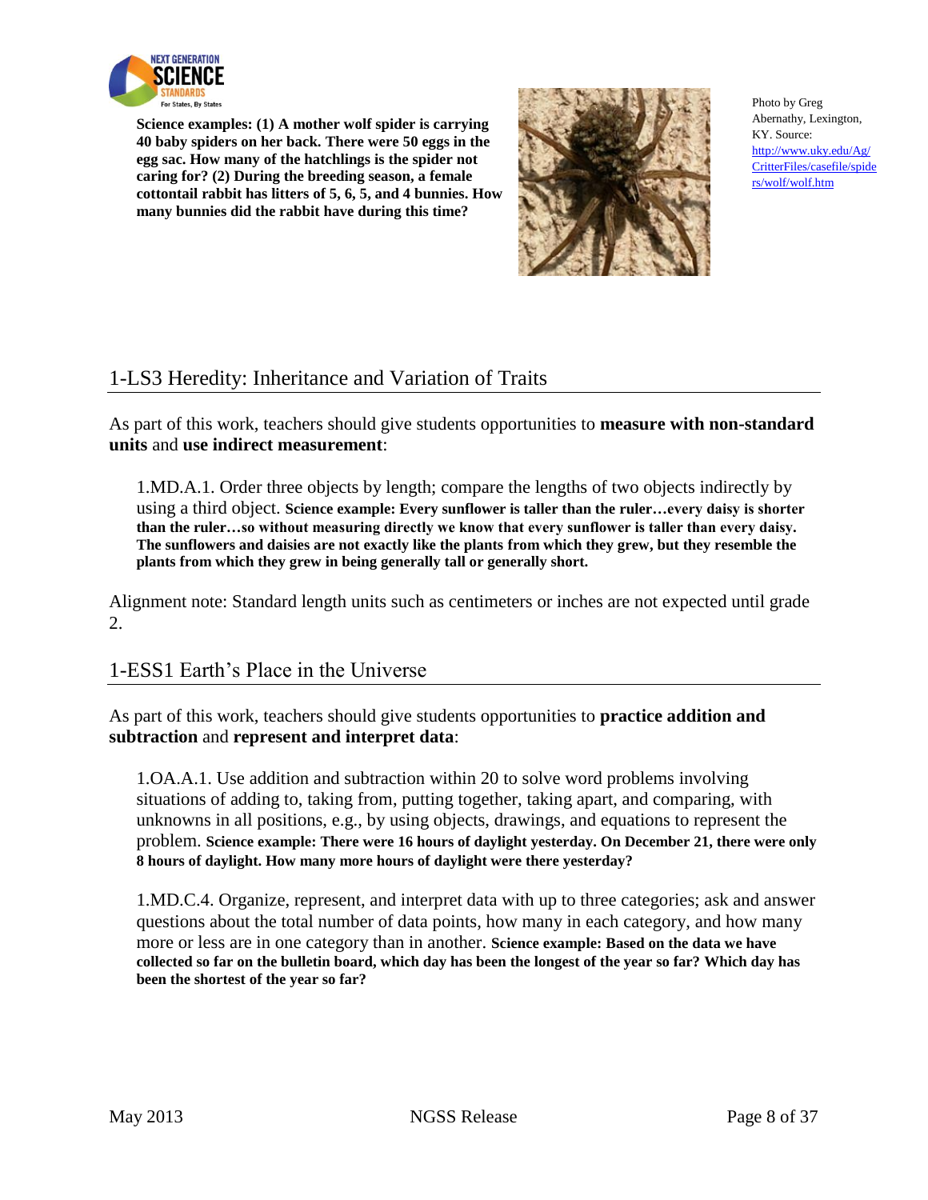**Science examples: (1) A mother wolf spider is carrying 40 baby spiders on her back. There were 50 eggs in the egg sac. How many of the hatchlings is the spider not caring for? (2) During the breeding season, a female cottontail rabbit has litters of 5, 6, 5, and 4 bunnies. How many bunnies did the rabbit have during this time?**

Photo by Greg Abernathy, Lexington, KY. Source: http://www.uky.edu/Ag/CritterFiles/casefile/spiders/wolf/wolf.htm

## 1-LS3 Heredity: Inheritance and Variation of Traits

As part of this work, teachers should give students opportunities to **measure with non-standard units** and **use indirect measurement**:

> 1.MD.A.1. Order three objects by length; compare the lengths of two objects indirectly by using a third object. **Science example: Every sunflower is taller than the ruler…every daisy is shorter than the ruler…so without measuring directly we know that every sunflower is taller than every daisy. The sunflowers and daisies are not exactly like the plants from which they grew, but they resemble the plants from which they grew in being generally tall or generally short.**

Alignment note: Standard length units such as centimeters or inches are not expected until grade 2.

## 1-ESS1 Earth's Place in the Universe

As part of this work, teachers should give students opportunities to **practice addition and subtraction** and **represent and interpret data**:

> 1.OA.A.1. Use addition and subtraction within 20 to solve word problems involving situations of adding to, taking from, putting together, taking apart, and comparing, with unknowns in all positions, e.g., by using objects, drawings, and equations to represent the problem. **Science example: There were 16 hours of daylight yesterday. On December 21, there were only 8 hours of daylight. How many more hours of daylight were there yesterday?**

> 1.MD.C.4. Organize, represent, and interpret data with up to three categories; ask and answer questions about the total number of data points, how many in each category, and how many more or less are in one category than in another. **Science example: Based on the data we have collected so far on the bulletin board, which day has been the longest of the year so far? Which day has been the shortest of the year so far?**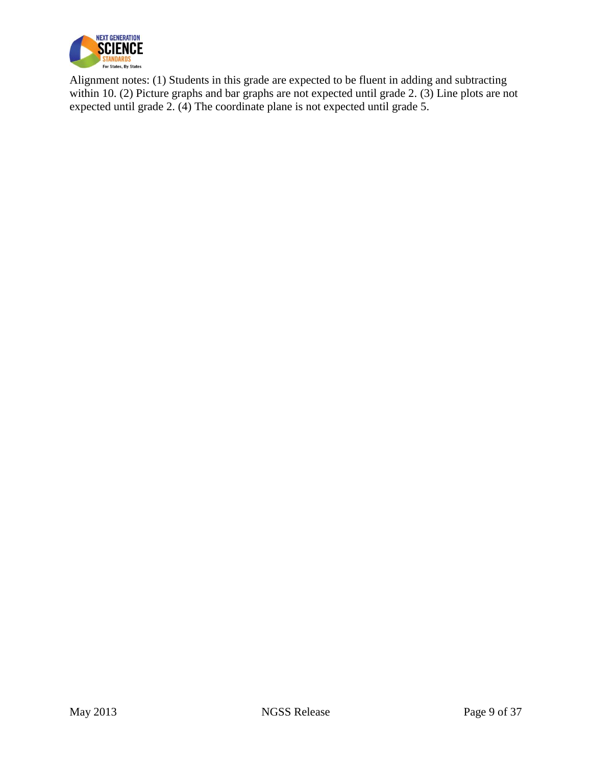Alignment notes: (1) Students in this grade are expected to be fluent in adding and subtracting within 10. (2) Picture graphs and bar graphs are not expected until grade 2. (3) Line plots are not expected until grade 2. (4) The coordinate plane is not expected until grade 5.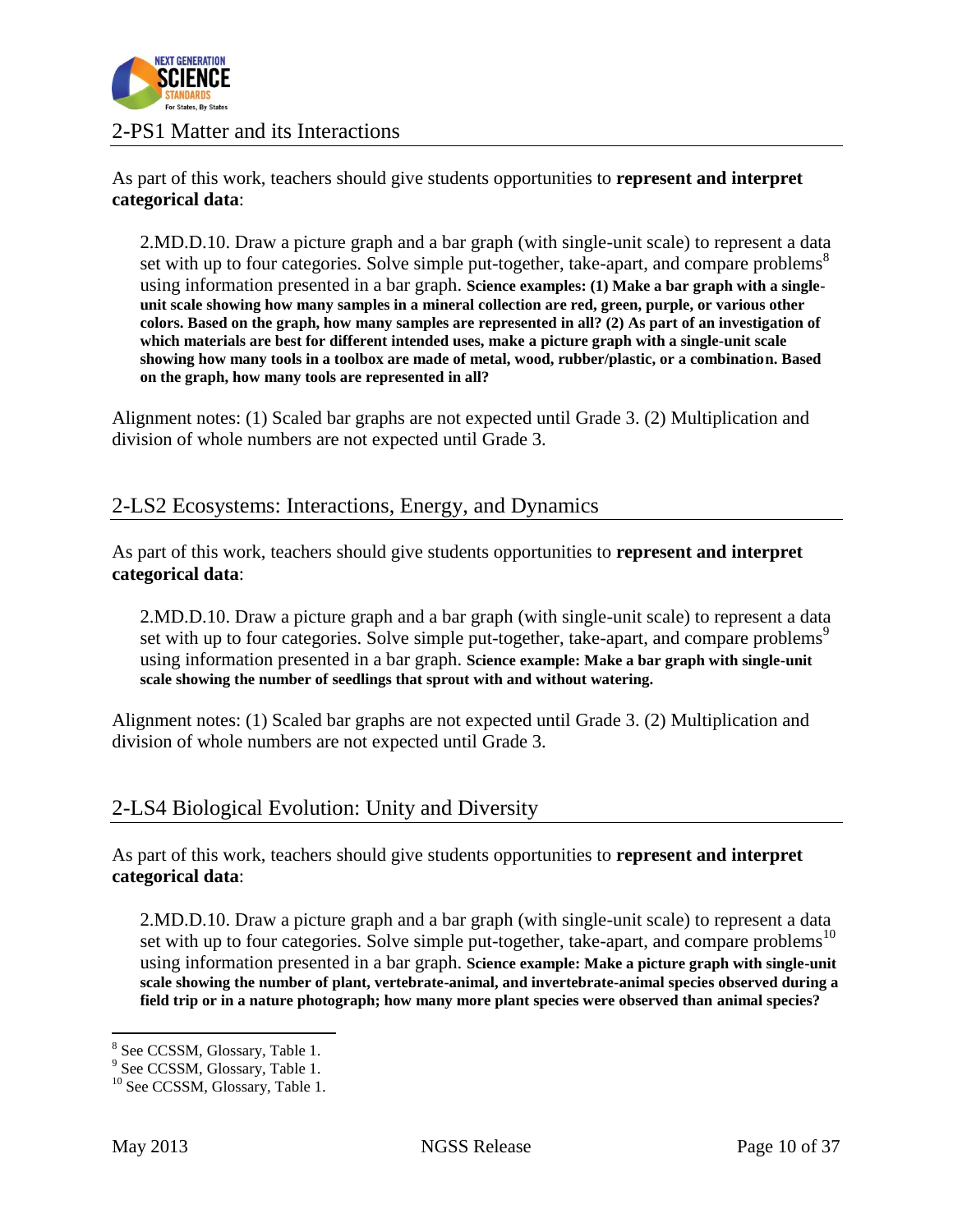## 2-PS1 Matter and its Interactions

As part of this work, teachers should give students opportunities to **represent and interpret categorical data**:

> 2.MD.D.10. Draw a picture graph and a bar graph (with single-unit scale) to represent a data set with up to four categories. Solve simple put-together, take-apart, and compare problems[8] using information presented in a bar graph. **Science examples: (1) Make a bar graph with a single-unit scale showing how many samples in a mineral collection are red, green, purple, or various other colors. Based on the graph, how many samples are represented in all? (2) As part of an investigation of which materials are best for different intended uses, make a picture graph with a single-unit scale showing how many tools in a toolbox are made of metal, wood, rubber/plastic, or a combination. Based on the graph, how many tools are represented in all?**

Alignment notes: (1) Scaled bar graphs are not expected until Grade 3. (2) Multiplication and division of whole numbers are not expected until Grade 3.

## 2-LS2 Ecosystems: Interactions, Energy, and Dynamics

As part of this work, teachers should give students opportunities to **represent and interpret categorical data**:

> 2.MD.D.10. Draw a picture graph and a bar graph (with single-unit scale) to represent a data set with up to four categories. Solve simple put-together, take-apart, and compare problems[9] using information presented in a bar graph. **Science example: Make a bar graph with single-unit scale showing the number of seedlings that sprout with and without watering.**

Alignment notes: (1) Scaled bar graphs are not expected until Grade 3. (2) Multiplication and division of whole numbers are not expected until Grade 3.

## 2-LS4 Biological Evolution: Unity and Diversity

As part of this work, teachers should give students opportunities to **represent and interpret categorical data**:

> 2.MD.D.10. Draw a picture graph and a bar graph (with single-unit scale) to represent a data set with up to four categories. Solve simple put-together, take-apart, and compare problems[10] using information presented in a bar graph. **Science example: Make a picture graph with single-unit scale showing the number of plant, vertebrate-animal, and invertebrate-animal species observed during a field trip or in a nature photograph; how many more plant species were observed than animal species?**

---

[8] See CCSSM, Glossary, Table 1.

[9] See CCSSM, Glossary, Table 1.

[10] See CCSSM, Glossary, Table 1.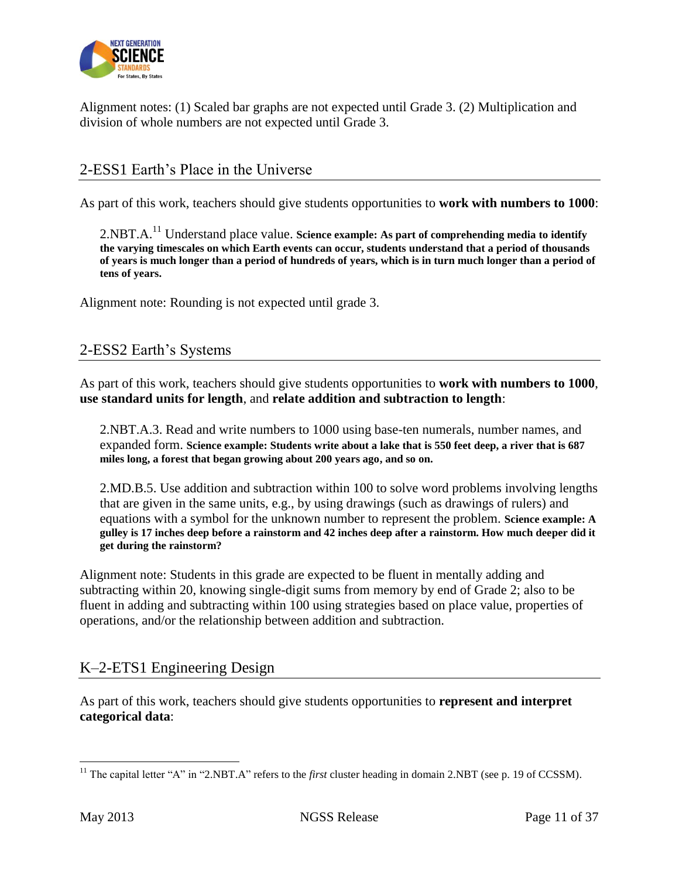Alignment notes: (1) Scaled bar graphs are not expected until Grade 3. (2) Multiplication and division of whole numbers are not expected until Grade 3.

## 2-ESS1 Earth's Place in the Universe

As part of this work, teachers should give students opportunities to **work with numbers to 1000**:

> 2.NBT.A.[11] Understand place value. **Science example: As part of comprehending media to identify the varying timescales on which Earth events can occur, students understand that a period of thousands of years is much longer than a period of hundreds of years, which is in turn much longer than a period of tens of years.**

Alignment note: Rounding is not expected until grade 3.

## 2-ESS2 Earth's Systems

As part of this work, teachers should give students opportunities to **work with numbers to 1000**, **use standard units for length**, and **relate addition and subtraction to length**:

> 2.NBT.A.3. Read and write numbers to 1000 using base-ten numerals, number names, and expanded form. **Science example: Students write about a lake that is 550 feet deep, a river that is 687 miles long, a forest that began growing about 200 years ago, and so on.**

> 2.MD.B.5. Use addition and subtraction within 100 to solve word problems involving lengths that are given in the same units, e.g., by using drawings (such as drawings of rulers) and equations with a symbol for the unknown number to represent the problem. **Science example: A gulley is 17 inches deep before a rainstorm and 42 inches deep after a rainstorm. How much deeper did it get during the rainstorm?**

Alignment note: Students in this grade are expected to be fluent in mentally adding and subtracting within 20, knowing single-digit sums from memory by end of Grade 2; also to be fluent in adding and subtracting within 100 using strategies based on place value, properties of operations, and/or the relationship between addition and subtraction.

## K–2-ETS1 Engineering Design

As part of this work, teachers should give students opportunities to **represent and interpret categorical data**:

---

[11] The capital letter "A" in "2.NBT.A" refers to the *first* cluster heading in domain 2.NBT (see p. 19 of CCSSM).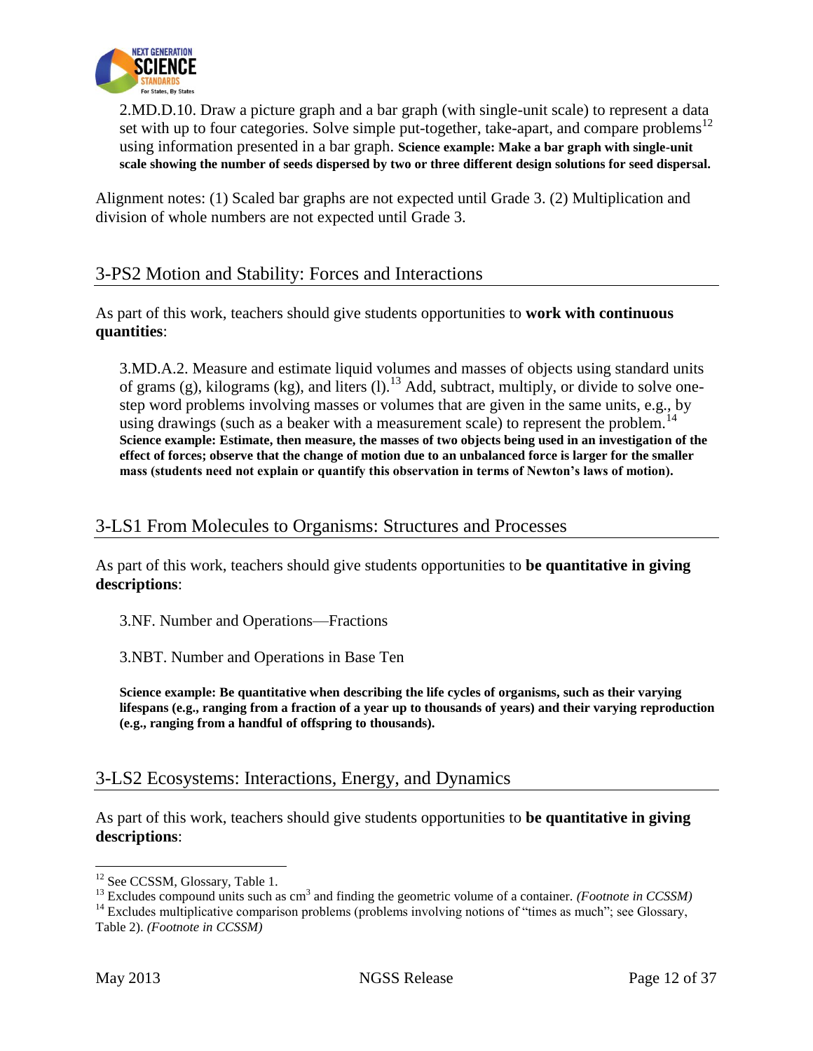2.MD.D.10. Draw a picture graph and a bar graph (with single-unit scale) to represent a data set with up to four categories. Solve simple put-together, take-apart, and compare problems[12] using information presented in a bar graph. **Science example: Make a bar graph with single-unit scale showing the number of seeds dispersed by two or three different design solutions for seed dispersal.**

Alignment notes: (1) Scaled bar graphs are not expected until Grade 3. (2) Multiplication and division of whole numbers are not expected until Grade 3.

## 3-PS2 Motion and Stability: Forces and Interactions

As part of this work, teachers should give students opportunities to **work with continuous quantities**:

3.MD.A.2. Measure and estimate liquid volumes and masses of objects using standard units of grams (g), kilograms (kg), and liters (l).[13] Add, subtract, multiply, or divide to solve one-step word problems involving masses or volumes that are given in the same units, e.g., by using drawings (such as a beaker with a measurement scale) to represent the problem.[14] **Science example: Estimate, then measure, the masses of two objects being used in an investigation of the effect of forces; observe that the change of motion due to an unbalanced force is larger for the smaller mass (students need not explain or quantify this observation in terms of Newton's laws of motion).**

## 3-LS1 From Molecules to Organisms: Structures and Processes

As part of this work, teachers should give students opportunities to **be quantitative in giving descriptions**:

3.NF. Number and Operations—Fractions

3.NBT. Number and Operations in Base Ten

**Science example: Be quantitative when describing the life cycles of organisms, such as their varying lifespans (e.g., ranging from a fraction of a year up to thousands of years) and their varying reproduction (e.g., ranging from a handful of offspring to thousands).**

## 3-LS2 Ecosystems: Interactions, Energy, and Dynamics

As part of this work, teachers should give students opportunities to **be quantitative in giving descriptions**:

---

[12] See CCSSM, Glossary, Table 1.

[13] Excludes compound units such as $cm^3$ and finding the geometric volume of a container. *(Footnote in CCSSM)*

[14] Excludes multiplicative comparison problems (problems involving notions of "times as much"; see Glossary, Table 2). *(Footnote in CCSSM)*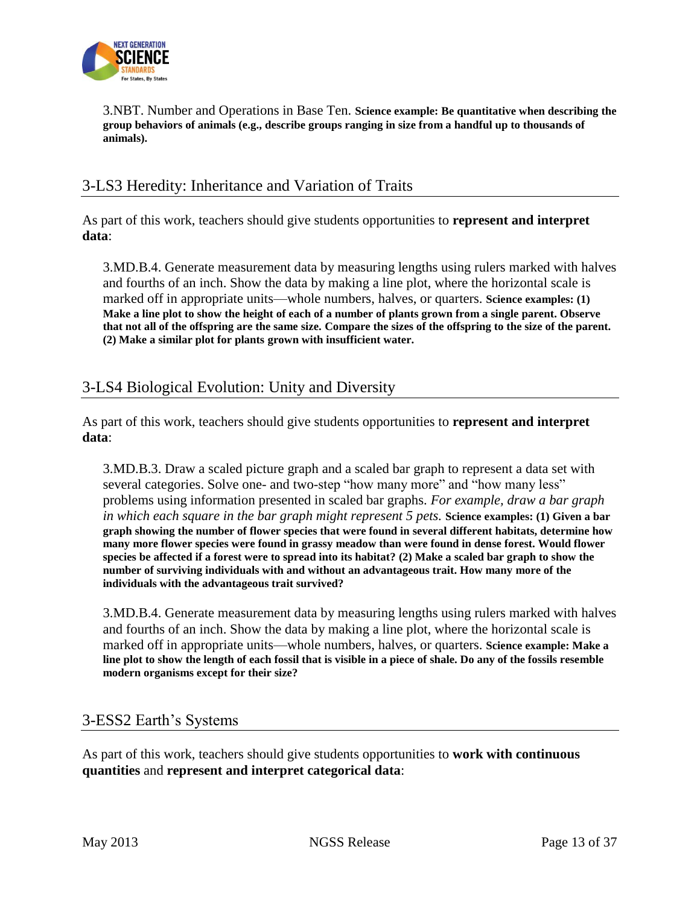3.NBT. Number and Operations in Base Ten. **Science example: Be quantitative when describing the group behaviors of animals (e.g., describe groups ranging in size from a handful up to thousands of animals).**

## 3-LS3 Heredity: Inheritance and Variation of Traits

As part of this work, teachers should give students opportunities to **represent and interpret data**:

3.MD.B.4. Generate measurement data by measuring lengths using rulers marked with halves and fourths of an inch. Show the data by making a line plot, where the horizontal scale is marked off in appropriate units—whole numbers, halves, or quarters. **Science examples: (1) Make a line plot to show the height of each of a number of plants grown from a single parent. Observe that not all of the offspring are the same size. Compare the sizes of the offspring to the size of the parent. (2) Make a similar plot for plants grown with insufficient water.**

## 3-LS4 Biological Evolution: Unity and Diversity

As part of this work, teachers should give students opportunities to **represent and interpret data**:

3.MD.B.3. Draw a scaled picture graph and a scaled bar graph to represent a data set with several categories. Solve one- and two-step "how many more" and "how many less" problems using information presented in scaled bar graphs. *For example, draw a bar graph in which each square in the bar graph might represent 5 pets.* **Science examples: (1) Given a bar graph showing the number of flower species that were found in several different habitats, determine how many more flower species were found in grassy meadow than were found in dense forest. Would flower species be affected if a forest were to spread into its habitat? (2) Make a scaled bar graph to show the number of surviving individuals with and without an advantageous trait. How many more of the individuals with the advantageous trait survived?**

3.MD.B.4. Generate measurement data by measuring lengths using rulers marked with halves and fourths of an inch. Show the data by making a line plot, where the horizontal scale is marked off in appropriate units—whole numbers, halves, or quarters. **Science example: Make a line plot to show the length of each fossil that is visible in a piece of shale. Do any of the fossils resemble modern organisms except for their size?**

## 3-ESS2 Earth's Systems

As part of this work, teachers should give students opportunities to **work with continuous quantities** and **represent and interpret categorical data**: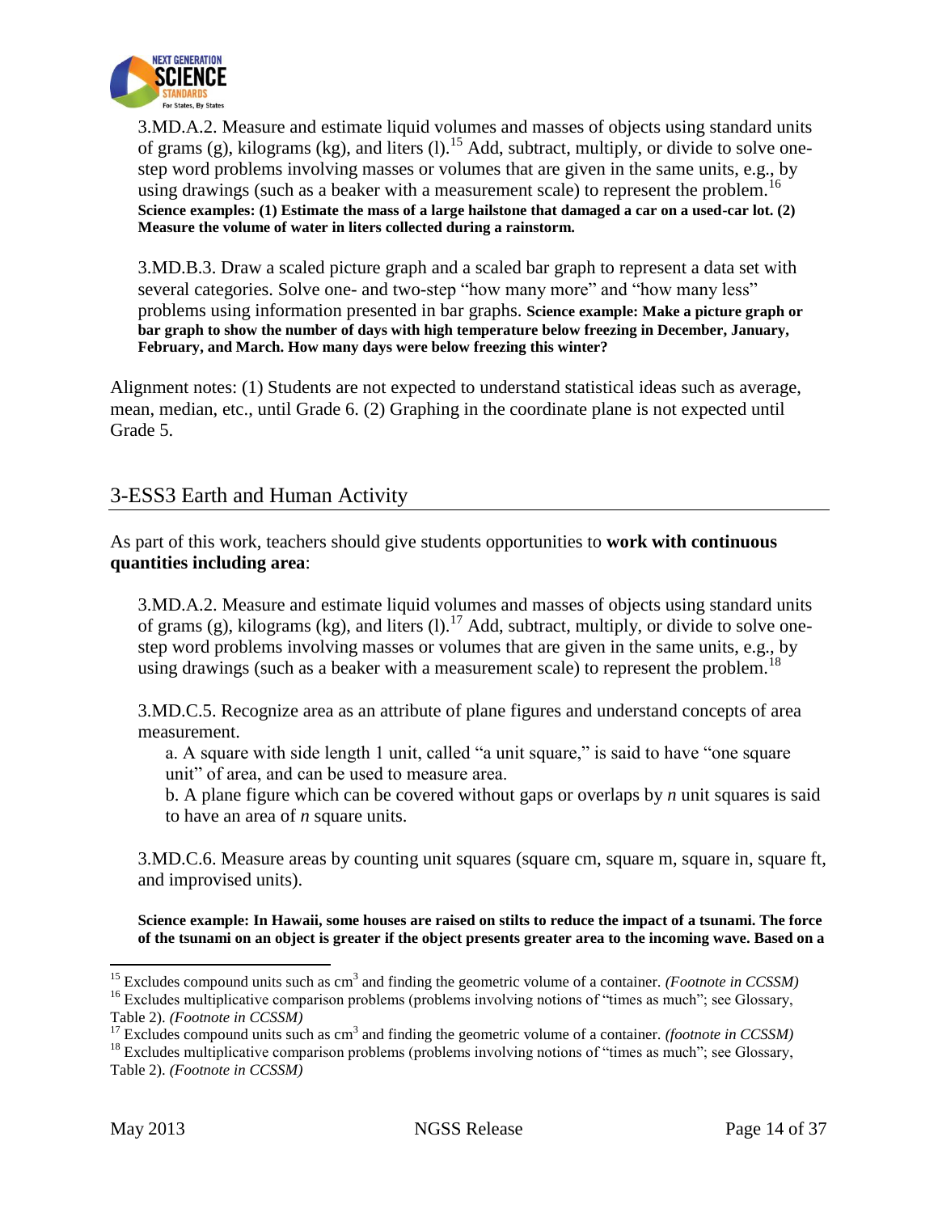> 3.MD.A.2. Measure and estimate liquid volumes and masses of objects using standard units of grams (g), kilograms (kg), and liters (l).[15] Add, subtract, multiply, or divide to solve one-step word problems involving masses or volumes that are given in the same units, e.g., by using drawings (such as a beaker with a measurement scale) to represent the problem.[16] **Science examples: (1) Estimate the mass of a large hailstone that damaged a car on a used-car lot. (2) Measure the volume of water in liters collected during a rainstorm.**

> 3.MD.B.3. Draw a scaled picture graph and a scaled bar graph to represent a data set with several categories. Solve one- and two-step "how many more" and "how many less" problems using information presented in bar graphs. **Science example: Make a picture graph or bar graph to show the number of days with high temperature below freezing in December, January, February, and March. How many days were below freezing this winter?**

Alignment notes: (1) Students are not expected to understand statistical ideas such as average, mean, median, etc., until Grade 6. (2) Graphing in the coordinate plane is not expected until Grade 5.

## 3-ESS3 Earth and Human Activity

As part of this work, teachers should give students opportunities to **work with continuous quantities including area**:

> 3.MD.A.2. Measure and estimate liquid volumes and masses of objects using standard units of grams (g), kilograms (kg), and liters (l).[17] Add, subtract, multiply, or divide to solve one-step word problems involving masses or volumes that are given in the same units, e.g., by using drawings (such as a beaker with a measurement scale) to represent the problem.[18]

> 3.MD.C.5. Recognize area as an attribute of plane figures and understand concepts of area measurement.
>
> a. A square with side length 1 unit, called "a unit square," is said to have "one square unit" of area, and can be used to measure area.
>
> b. A plane figure which can be covered without gaps or overlaps by *n* unit squares is said to have an area of *n* square units.

> 3.MD.C.6. Measure areas by counting unit squares (square cm, square m, square in, square ft, and improvised units).

> **Science example: In Hawaii, some houses are raised on stilts to reduce the impact of a tsunami. The force of the tsunami on an object is greater if the object presents greater area to the incoming wave. Based on a**

---

[15] Excludes compound units such as $cm^3$ and finding the geometric volume of a container. *(Footnote in CCSSM)*

[16] Excludes multiplicative comparison problems (problems involving notions of "times as much"; see Glossary, Table 2). *(Footnote in CCSSM)*

[17] Excludes compound units such as $cm^3$ and finding the geometric volume of a container. *(footnote in CCSSM)*

[18] Excludes multiplicative comparison problems (problems involving notions of "times as much"; see Glossary, Table 2). *(Footnote in CCSSM)*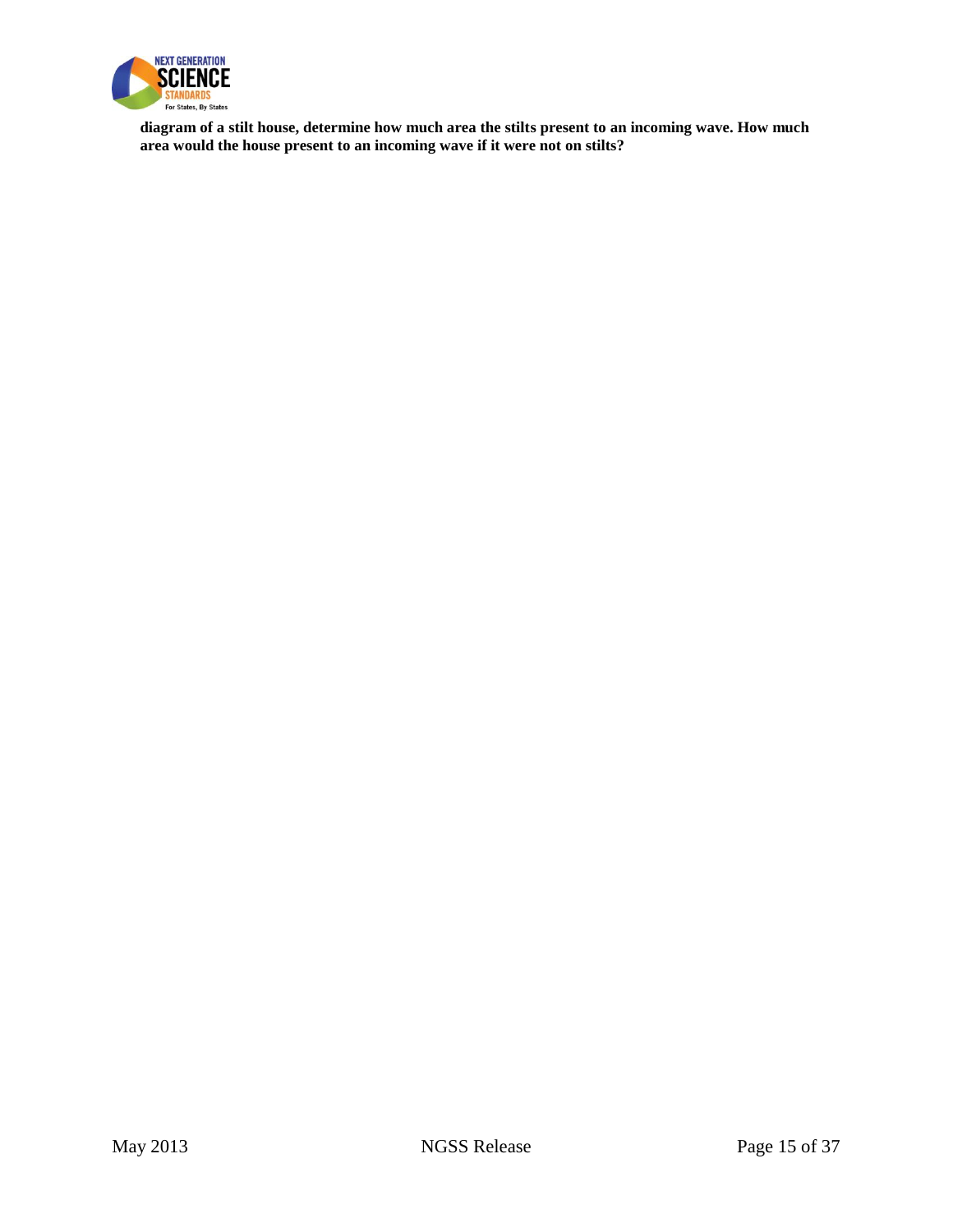**diagram of a stilt house, determine how much area the stilts present to an incoming wave. How much area would the house present to an incoming wave if it were not on stilts?**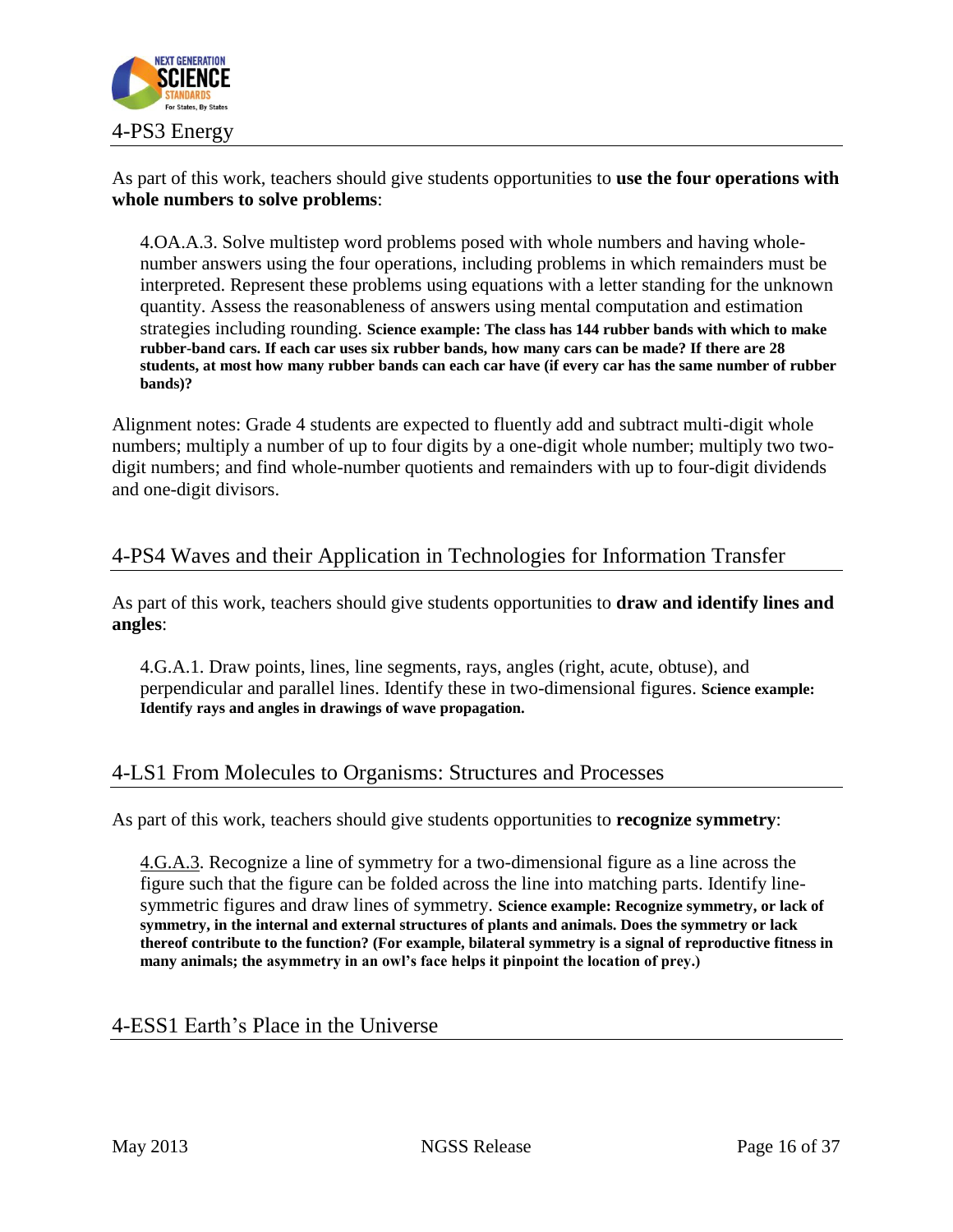## 4-PS3 Energy

As part of this work, teachers should give students opportunities to **use the four operations with whole numbers to solve problems**:

> 4.OA.A.3. Solve multistep word problems posed with whole numbers and having whole-number answers using the four operations, including problems in which remainders must be interpreted. Represent these problems using equations with a letter standing for the unknown quantity. Assess the reasonableness of answers using mental computation and estimation strategies including rounding. **Science example: The class has 144 rubber bands with which to make rubber-band cars. If each car uses six rubber bands, how many cars can be made? If there are 28 students, at most how many rubber bands can each car have (if every car has the same number of rubber bands)?**

Alignment notes: Grade 4 students are expected to fluently add and subtract multi-digit whole numbers; multiply a number of up to four digits by a one-digit whole number; multiply two two-digit numbers; and find whole-number quotients and remainders with up to four-digit dividends and one-digit divisors.

## 4-PS4 Waves and their Application in Technologies for Information Transfer

As part of this work, teachers should give students opportunities to **draw and identify lines and angles**:

> 4.G.A.1. Draw points, lines, line segments, rays, angles (right, acute, obtuse), and perpendicular and parallel lines. Identify these in two-dimensional figures. **Science example: Identify rays and angles in drawings of wave propagation.**

## 4-LS1 From Molecules to Organisms: Structures and Processes

As part of this work, teachers should give students opportunities to **recognize symmetry**:

> 4.G.A.3. Recognize a line of symmetry for a two-dimensional figure as a line across the figure such that the figure can be folded across the line into matching parts. Identify line-symmetric figures and draw lines of symmetry. **Science example: Recognize symmetry, or lack of symmetry, in the internal and external structures of plants and animals. Does the symmetry or lack thereof contribute to the function? (For example, bilateral symmetry is a signal of reproductive fitness in many animals; the asymmetry in an owl's face helps it pinpoint the location of prey.)**

## 4-ESS1 Earth's Place in the Universe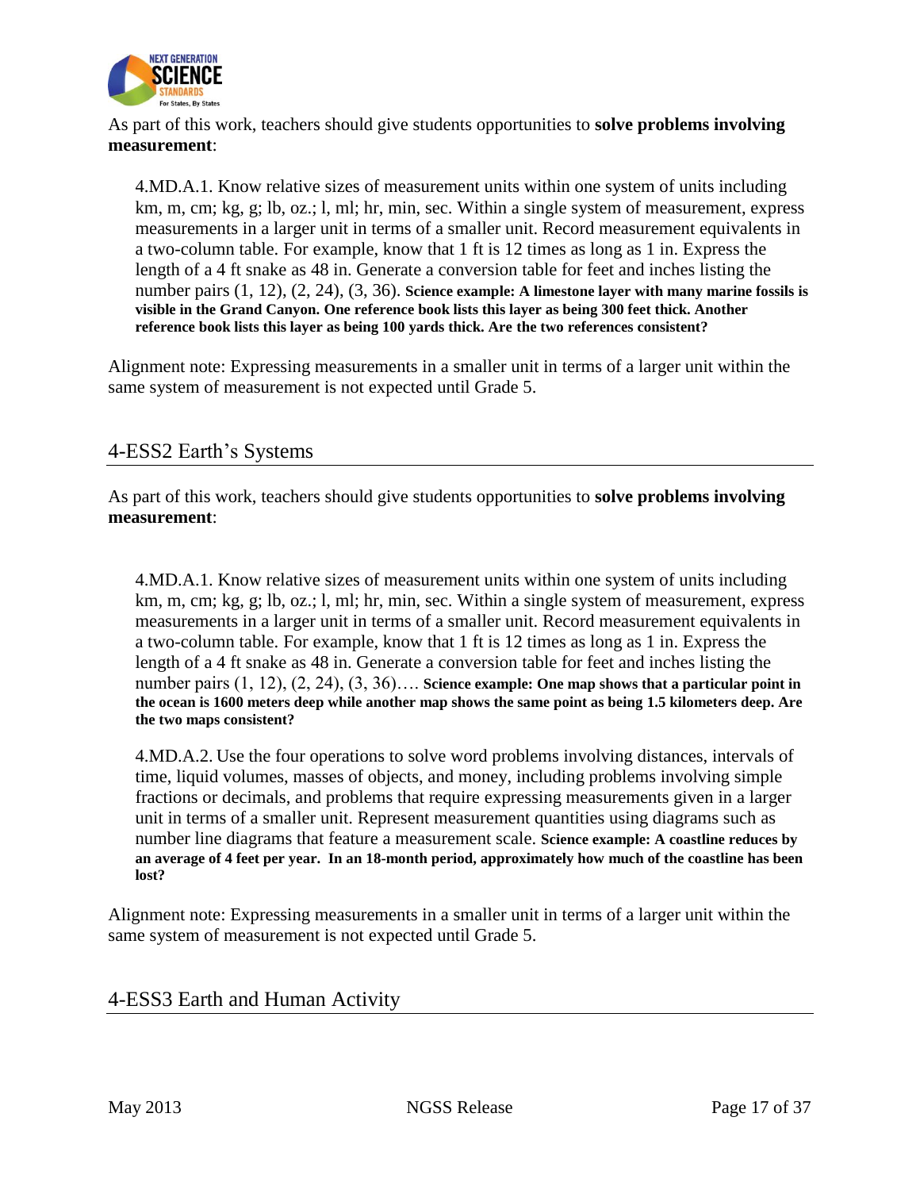As part of this work, teachers should give students opportunities to **solve problems involving measurement**:

> 4.MD.A.1. Know relative sizes of measurement units within one system of units including km, m, cm; kg, g; lb, oz.; l, ml; hr, min, sec. Within a single system of measurement, express measurements in a larger unit in terms of a smaller unit. Record measurement equivalents in a two-column table. For example, know that 1 ft is 12 times as long as 1 in. Express the length of a 4 ft snake as 48 in. Generate a conversion table for feet and inches listing the number pairs (1, 12), (2, 24), (3, 36). **Science example: A limestone layer with many marine fossils is visible in the Grand Canyon. One reference book lists this layer as being 300 feet thick. Another reference book lists this layer as being 100 yards thick. Are the two references consistent?**

Alignment note: Expressing measurements in a smaller unit in terms of a larger unit within the same system of measurement is not expected until Grade 5.

## 4-ESS2 Earth's Systems

As part of this work, teachers should give students opportunities to **solve problems involving measurement**:

> 4.MD.A.1. Know relative sizes of measurement units within one system of units including km, m, cm; kg, g; lb, oz.; l, ml; hr, min, sec. Within a single system of measurement, express measurements in a larger unit in terms of a smaller unit. Record measurement equivalents in a two-column table. For example, know that 1 ft is 12 times as long as 1 in. Express the length of a 4 ft snake as 48 in. Generate a conversion table for feet and inches listing the number pairs (1, 12), (2, 24), (3, 36)…. **Science example: One map shows that a particular point in the ocean is 1600 meters deep while another map shows the same point as being 1.5 kilometers deep. Are the two maps consistent?**
>
> 4.MD.A.2. Use the four operations to solve word problems involving distances, intervals of time, liquid volumes, masses of objects, and money, including problems involving simple fractions or decimals, and problems that require expressing measurements given in a larger unit in terms of a smaller unit. Represent measurement quantities using diagrams such as number line diagrams that feature a measurement scale. **Science example: A coastline reduces by an average of 4 feet per year. In an 18-month period, approximately how much of the coastline has been lost?**

Alignment note: Expressing measurements in a smaller unit in terms of a larger unit within the same system of measurement is not expected until Grade 5.

## 4-ESS3 Earth and Human Activity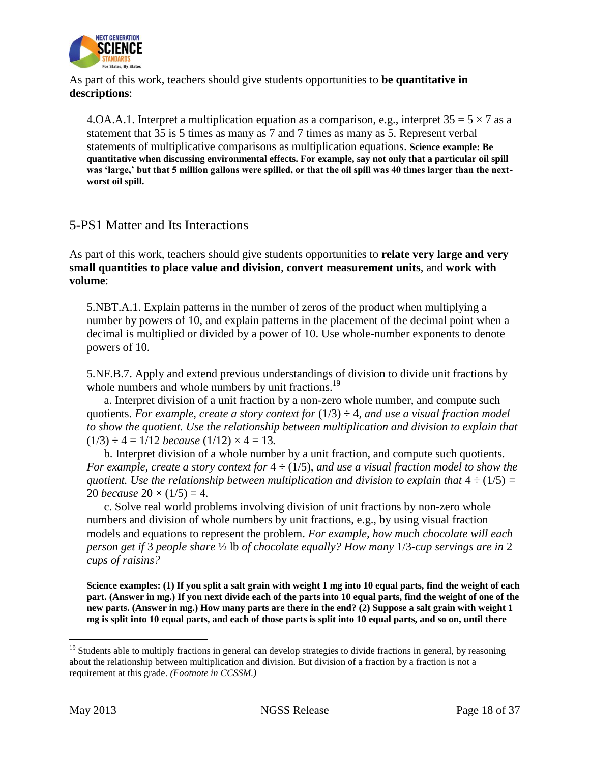As part of this work, teachers should give students opportunities to **be quantitative in descriptions**:

> 4.OA.A.1. Interpret a multiplication equation as a comparison, e.g., interpret $35 = 5 \times 7$ as a statement that 35 is 5 times as many as 7 and 7 times as many as 5. Represent verbal statements of multiplicative comparisons as multiplication equations. **Science example: Be quantitative when discussing environmental effects. For example, say not only that a particular oil spill was 'large,' but that 5 million gallons were spilled, or that the oil spill was 40 times larger than the next-worst oil spill.**

## 5-PS1 Matter and Its Interactions

As part of this work, teachers should give students opportunities to **relate very large and very small quantities to place value and division**, **convert measurement units**, and **work with volume**:

> 5.NBT.A.1. Explain patterns in the number of zeros of the product when multiplying a number by powers of 10, and explain patterns in the placement of the decimal point when a decimal is multiplied or divided by a power of 10. Use whole-number exponents to denote powers of 10.
>
> 5.NF.B.7. Apply and extend previous understandings of division to divide unit fractions by whole numbers and whole numbers by unit fractions.[19]
>
> a. Interpret division of a unit fraction by a non-zero whole number, and compute such quotients. *For example, create a story context for* $(1/3) \div 4$*, and use a visual fraction model to show the quotient. Use the relationship between multiplication and division to explain that* $(1/3) \div 4 = 1/12$ *because* $(1/12) \times 4 = 13$*.*
>
> b. Interpret division of a whole number by a unit fraction, and compute such quotients. *For example, create a story context for* $4 \div (1/5)$*, and use a visual fraction model to show the quotient. Use the relationship between multiplication and division to explain that* $4 \div (1/5) = 20$ *because* $20 \times (1/5) = 4$*.*
>
> c. Solve real world problems involving division of unit fractions by non-zero whole numbers and division of whole numbers by unit fractions, e.g., by using visual fraction models and equations to represent the problem. *For example, how much chocolate will each person get if* 3 *people share* ½ lb *of chocolate equally? How many* 1/3*-cup servings are in* 2 *cups of raisins?*
>
> **Science examples: (1) If you split a salt grain with weight 1 mg into 10 equal parts, find the weight of each part. (Answer in mg.) If you next divide each of the parts into 10 equal parts, find the weight of one of the new parts. (Answer in mg.) How many parts are there in the end? (2) Suppose a salt grain with weight 1 mg is split into 10 equal parts, and each of those parts is split into 10 equal parts, and so on, until there**

[19] Students able to multiply fractions in general can develop strategies to divide fractions in general, by reasoning about the relationship between multiplication and division. But division of a fraction by a fraction is not a requirement at this grade. *(Footnote in CCSSM.)*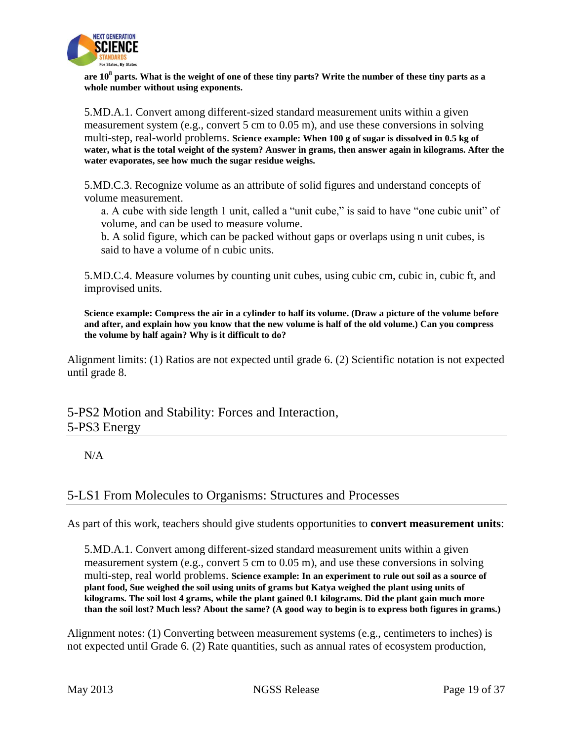**are $10^8$ parts. What is the weight of one of these tiny parts? Write the number of these tiny parts as a whole number without using exponents.**

5.MD.A.1. Convert among different-sized standard measurement units within a given measurement system (e.g., convert 5 cm to 0.05 m), and use these conversions in solving multi-step, real-world problems. **Science example: When 100 g of sugar is dissolved in 0.5 kg of water, what is the total weight of the system? Answer in grams, then answer again in kilograms. After the water evaporates, see how much the sugar residue weighs.**

5.MD.C.3. Recognize volume as an attribute of solid figures and understand concepts of volume measurement.

a. A cube with side length 1 unit, called a "unit cube," is said to have "one cubic unit" of volume, and can be used to measure volume.

b. A solid figure, which can be packed without gaps or overlaps using n unit cubes, is said to have a volume of n cubic units.

5.MD.C.4. Measure volumes by counting unit cubes, using cubic cm, cubic in, cubic ft, and improvised units.

**Science example: Compress the air in a cylinder to half its volume. (Draw a picture of the volume before and after, and explain how you know that the new volume is half of the old volume.) Can you compress the volume by half again? Why is it difficult to do?**

Alignment limits: (1) Ratios are not expected until grade 6. (2) Scientific notation is not expected until grade 8.

## 5-PS2 Motion and Stability: Forces and Interaction, 5-PS3 Energy

N/A

## 5-LS1 From Molecules to Organisms: Structures and Processes

As part of this work, teachers should give students opportunities to **convert measurement units**:

5.MD.A.1. Convert among different-sized standard measurement units within a given measurement system (e.g., convert 5 cm to 0.05 m), and use these conversions in solving multi-step, real world problems. **Science example: In an experiment to rule out soil as a source of plant food, Sue weighed the soil using units of grams but Katya weighed the plant using units of kilograms. The soil lost 4 grams, while the plant gained 0.1 kilograms. Did the plant gain much more than the soil lost? Much less? About the same? (A good way to begin is to express both figures in grams.)**

Alignment notes: (1) Converting between measurement systems (e.g., centimeters to inches) is not expected until Grade 6. (2) Rate quantities, such as annual rates of ecosystem production,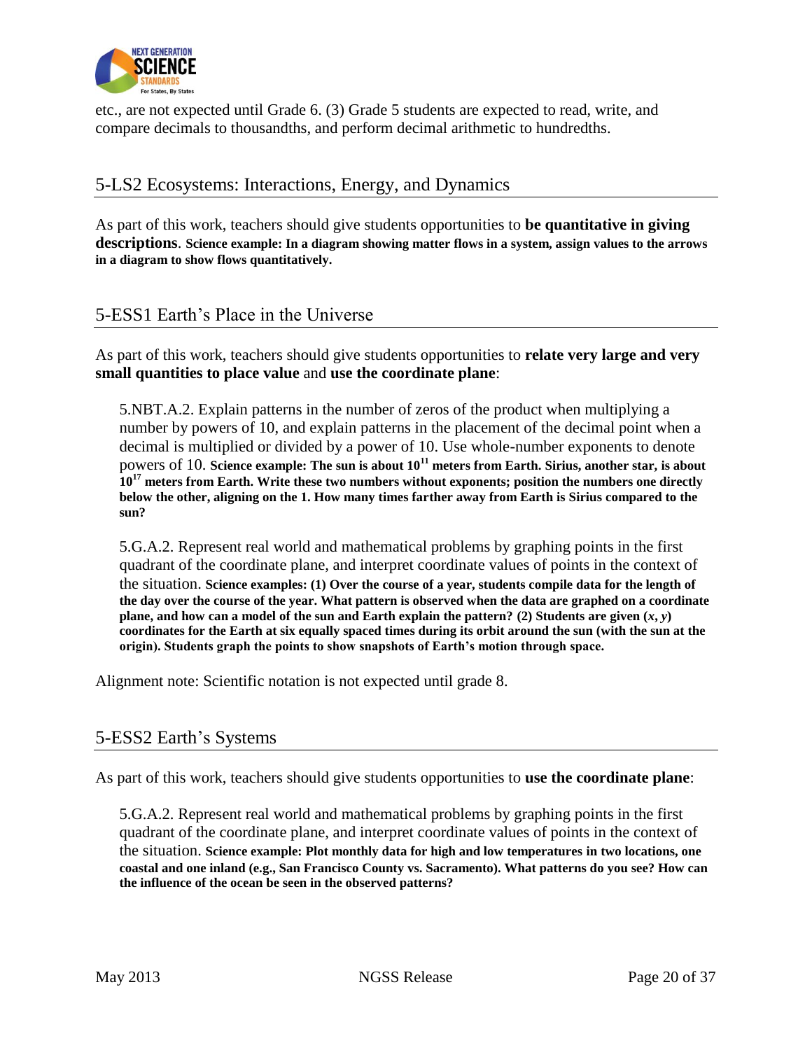etc., are not expected until Grade 6. (3) Grade 5 students are expected to read, write, and compare decimals to thousandths, and perform decimal arithmetic to hundredths.

## 5-LS2 Ecosystems: Interactions, Energy, and Dynamics

As part of this work, teachers should give students opportunities to **be quantitative in giving descriptions**. **Science example: In a diagram showing matter flows in a system, assign values to the arrows in a diagram to show flows quantitatively.**

## 5-ESS1 Earth's Place in the Universe

As part of this work, teachers should give students opportunities to **relate very large and very small quantities to place value** and **use the coordinate plane**:

> 5.NBT.A.2. Explain patterns in the number of zeros of the product when multiplying a number by powers of 10, and explain patterns in the placement of the decimal point when a decimal is multiplied or divided by a power of 10. Use whole-number exponents to denote powers of 10. **Science example: The sun is about $10^{11}$ meters from Earth. Sirius, another star, is about $10^{17}$ meters from Earth. Write these two numbers without exponents; position the numbers one directly below the other, aligning on the 1. How many times farther away from Earth is Sirius compared to the sun?**
>
> 5.G.A.2. Represent real world and mathematical problems by graphing points in the first quadrant of the coordinate plane, and interpret coordinate values of points in the context of the situation. **Science examples: (1) Over the course of a year, students compile data for the length of the day over the course of the year. What pattern is observed when the data are graphed on a coordinate plane, and how can a model of the sun and Earth explain the pattern? (2) Students are given ($x$, $y$) coordinates for the Earth at six equally spaced times during its orbit around the sun (with the sun at the origin). Students graph the points to show snapshots of Earth's motion through space.**

Alignment note: Scientific notation is not expected until grade 8.

## 5-ESS2 Earth's Systems

As part of this work, teachers should give students opportunities to **use the coordinate plane**:

> 5.G.A.2. Represent real world and mathematical problems by graphing points in the first quadrant of the coordinate plane, and interpret coordinate values of points in the context of the situation. **Science example: Plot monthly data for high and low temperatures in two locations, one coastal and one inland (e.g., San Francisco County vs. Sacramento). What patterns do you see? How can the influence of the ocean be seen in the observed patterns?**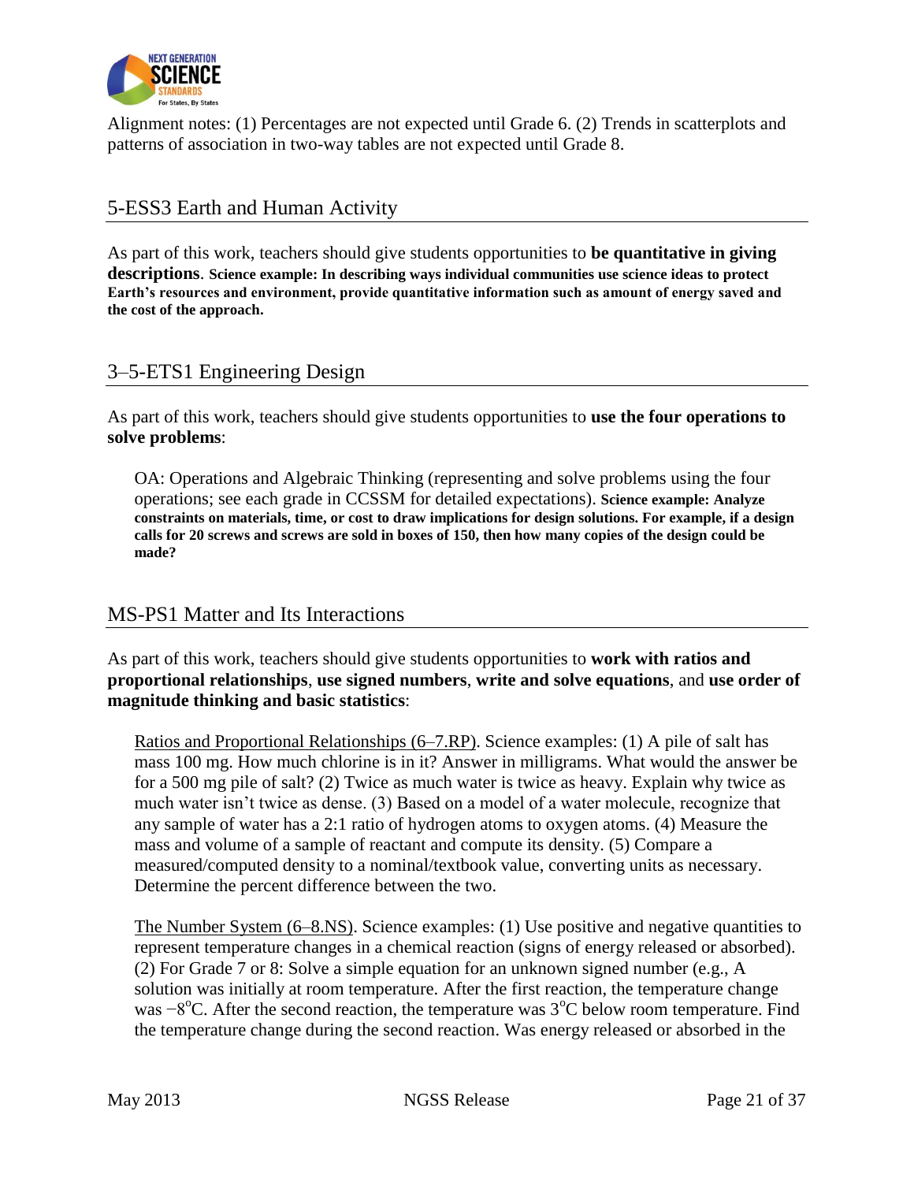Alignment notes: (1) Percentages are not expected until Grade 6. (2) Trends in scatterplots and patterns of association in two-way tables are not expected until Grade 8.

## 5-ESS3 Earth and Human Activity

As part of this work, teachers should give students opportunities to **be quantitative in giving descriptions**. **Science example: In describing ways individual communities use science ideas to protect Earth's resources and environment, provide quantitative information such as amount of energy saved and the cost of the approach.**

## 3–5-ETS1 Engineering Design

As part of this work, teachers should give students opportunities to **use the four operations to solve problems**:

OA: Operations and Algebraic Thinking (representing and solve problems using the four operations; see each grade in CCSSM for detailed expectations). **Science example: Analyze constraints on materials, time, or cost to draw implications for design solutions. For example, if a design calls for 20 screws and screws are sold in boxes of 150, then how many copies of the design could be made?**

## MS-PS1 Matter and Its Interactions

As part of this work, teachers should give students opportunities to **work with ratios and proportional relationships**, **use signed numbers**, **write and solve equations**, and **use order of magnitude thinking and basic statistics**:

Ratios and Proportional Relationships (6–7.RP). Science examples: (1) A pile of salt has mass 100 mg. How much chlorine is in it? Answer in milligrams. What would the answer be for a 500 mg pile of salt? (2) Twice as much water is twice as heavy. Explain why twice as much water isn't twice as dense. (3) Based on a model of a water molecule, recognize that any sample of water has a 2:1 ratio of hydrogen atoms to oxygen atoms. (4) Measure the mass and volume of a sample of reactant and compute its density. (5) Compare a measured/computed density to a nominal/textbook value, converting units as necessary. Determine the percent difference between the two.

The Number System (6–8.NS). Science examples: (1) Use positive and negative quantities to represent temperature changes in a chemical reaction (signs of energy released or absorbed). (2) For Grade 7 or 8: Solve a simple equation for an unknown signed number (e.g., A solution was initially at room temperature. After the first reaction, the temperature change was $-8^{o}$C. After the second reaction, the temperature was $3^{o}$C below room temperature. Find the temperature change during the second reaction. Was energy released or absorbed in the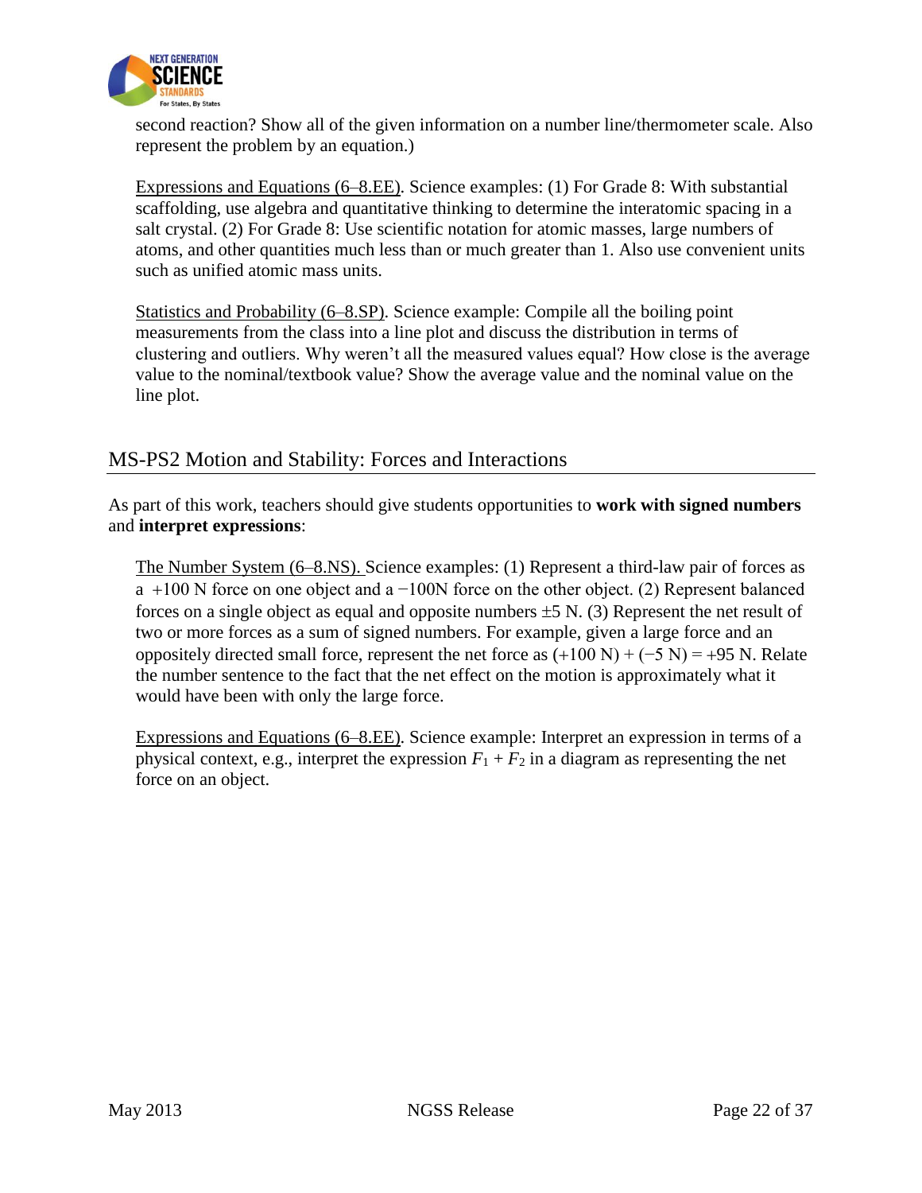second reaction? Show all of the given information on a number line/thermometer scale. Also represent the problem by an equation.)

Expressions and Equations (6–8.EE). Science examples: (1) For Grade 8: With substantial scaffolding, use algebra and quantitative thinking to determine the interatomic spacing in a salt crystal. (2) For Grade 8: Use scientific notation for atomic masses, large numbers of atoms, and other quantities much less than or much greater than 1. Also use convenient units such as unified atomic mass units.

Statistics and Probability (6–8.SP). Science example: Compile all the boiling point measurements from the class into a line plot and discuss the distribution in terms of clustering and outliers. Why weren't all the measured values equal? How close is the average value to the nominal/textbook value? Show the average value and the nominal value on the line plot.

## MS-PS2 Motion and Stability: Forces and Interactions

As part of this work, teachers should give students opportunities to **work with signed numbers** and **interpret expressions**:

The Number System (6–8.NS). Science examples: (1) Represent a third-law pair of forces as a +100 N force on one object and a −100N force on the other object. (2) Represent balanced forces on a single object as equal and opposite numbers ±5 N. (3) Represent the net result of two or more forces as a sum of signed numbers. For example, given a large force and an oppositely directed small force, represent the net force as (+100 N) + (−5 N) = +95 N. Relate the number sentence to the fact that the net effect on the motion is approximately what it would have been with only the large force.

Expressions and Equations (6–8.EE). Science example: Interpret an expression in terms of a physical context, e.g., interpret the expression $F_1 + F_2$ in a diagram as representing the net force on an object.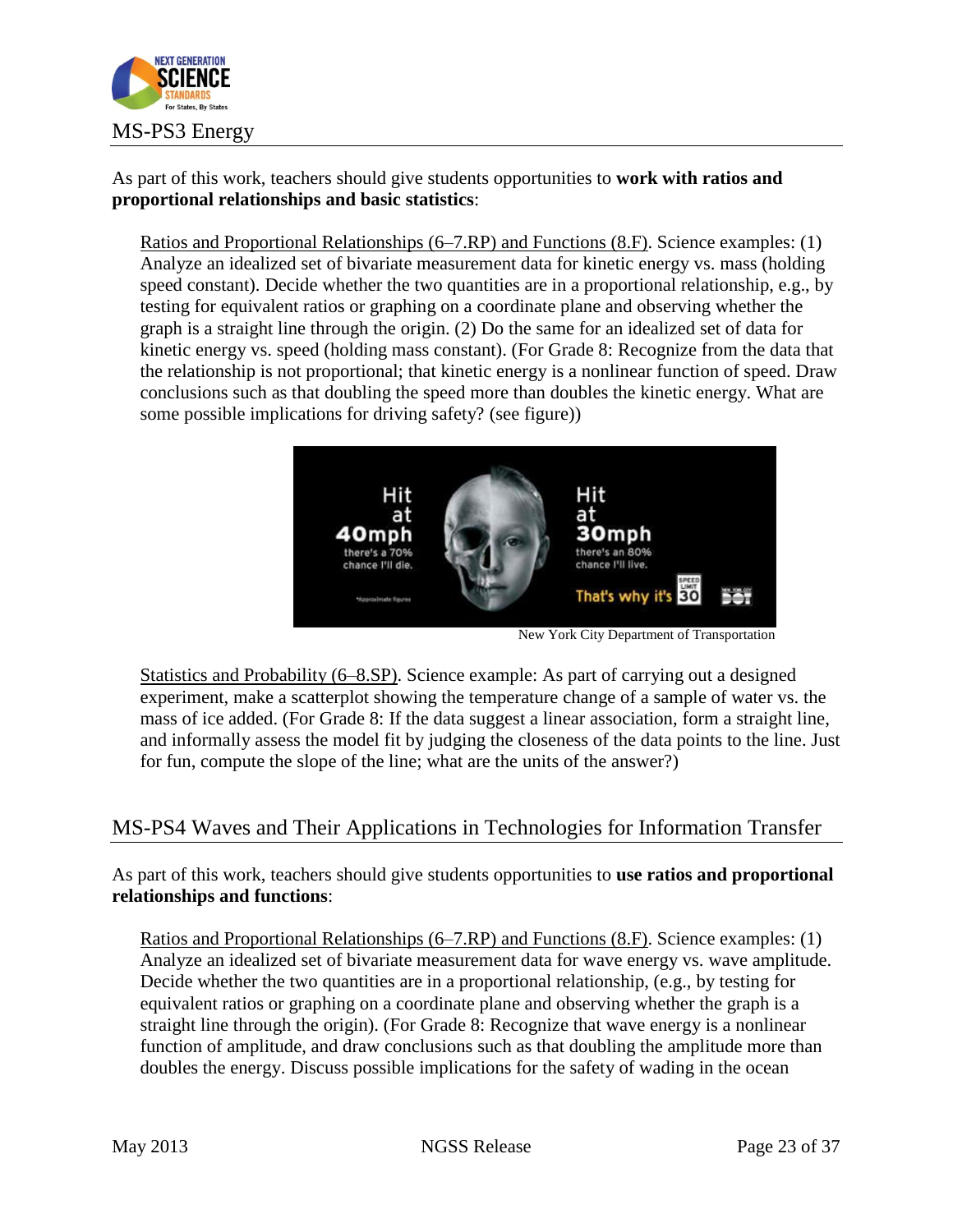## MS-PS3 Energy

As part of this work, teachers should give students opportunities to **work with ratios and proportional relationships and basic statistics**:

Ratios and Proportional Relationships (6–7.RP) and Functions (8.F). Science examples: (1) Analyze an idealized set of bivariate measurement data for kinetic energy vs. mass (holding speed constant). Decide whether the two quantities are in a proportional relationship, e.g., by testing for equivalent ratios or graphing on a coordinate plane and observing whether the graph is a straight line through the origin. (2) Do the same for an idealized set of data for kinetic energy vs. speed (holding mass constant). (For Grade 8: Recognize from the data that the relationship is not proportional; that kinetic energy is a nonlinear function of speed. Draw conclusions such as that doubling the speed more than doubles the kinetic energy. What are some possible implications for driving safety? (see figure))

New York City Department of Transportation

Statistics and Probability (6–8.SP). Science example: As part of carrying out a designed experiment, make a scatterplot showing the temperature change of a sample of water vs. the mass of ice added. (For Grade 8: If the data suggest a linear association, form a straight line, and informally assess the model fit by judging the closeness of the data points to the line. Just for fun, compute the slope of the line; what are the units of the answer?)

## MS-PS4 Waves and Their Applications in Technologies for Information Transfer

As part of this work, teachers should give students opportunities to **use ratios and proportional relationships and functions**:

Ratios and Proportional Relationships (6–7.RP) and Functions (8.F). Science examples: (1) Analyze an idealized set of bivariate measurement data for wave energy vs. wave amplitude. Decide whether the two quantities are in a proportional relationship, (e.g., by testing for equivalent ratios or graphing on a coordinate plane and observing whether the graph is a straight line through the origin). (For Grade 8: Recognize that wave energy is a nonlinear function of amplitude, and draw conclusions such as that doubling the amplitude more than doubles the energy. Discuss possible implications for the safety of wading in the ocean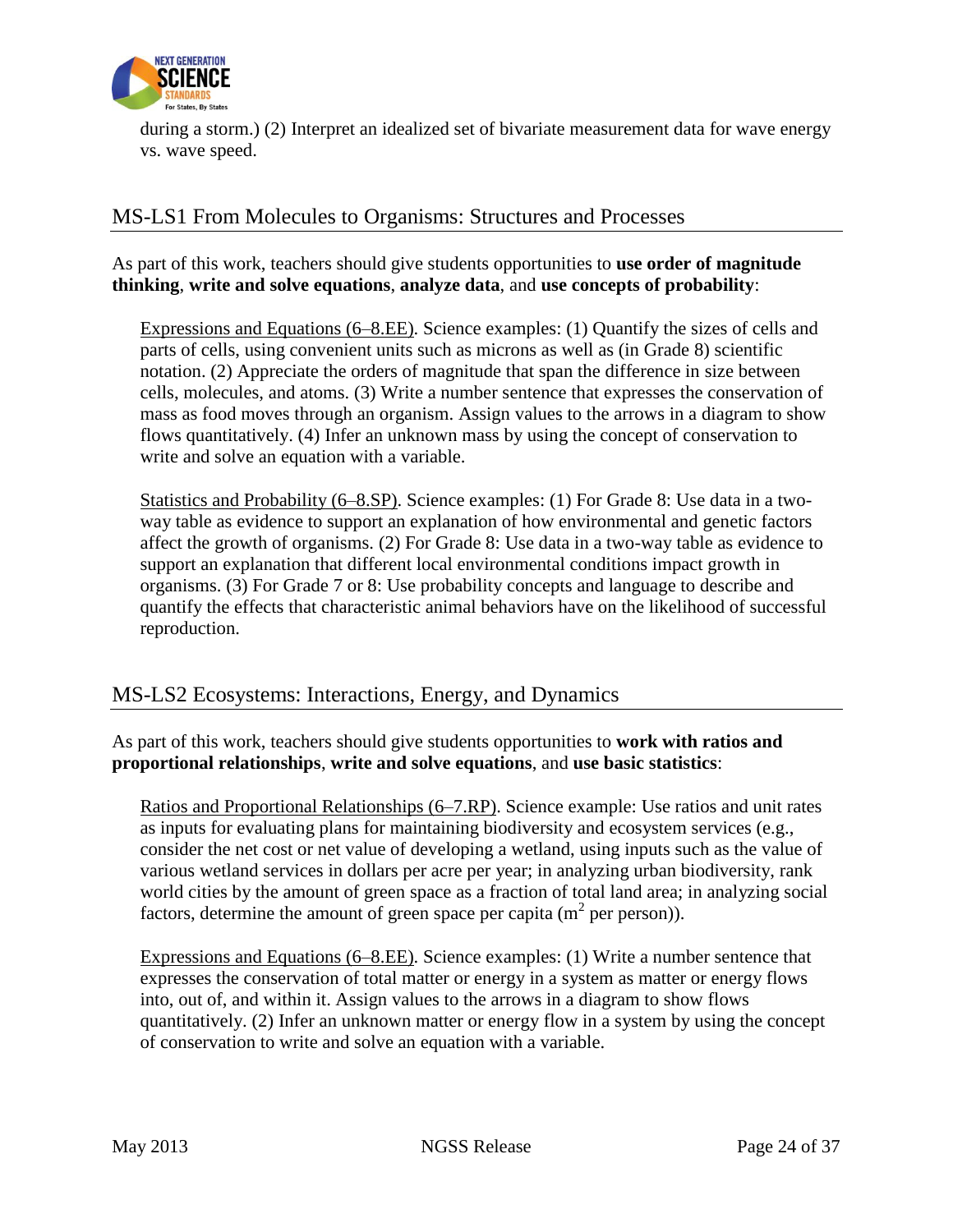during a storm.) (2) Interpret an idealized set of bivariate measurement data for wave energy vs. wave speed.

## MS-LS1 From Molecules to Organisms: Structures and Processes

As part of this work, teachers should give students opportunities to **use order of magnitude thinking**, **write and solve equations**, **analyze data**, and **use concepts of probability**:

Expressions and Equations (6–8.EE). Science examples: (1) Quantify the sizes of cells and parts of cells, using convenient units such as microns as well as (in Grade 8) scientific notation. (2) Appreciate the orders of magnitude that span the difference in size between cells, molecules, and atoms. (3) Write a number sentence that expresses the conservation of mass as food moves through an organism. Assign values to the arrows in a diagram to show flows quantitatively. (4) Infer an unknown mass by using the concept of conservation to write and solve an equation with a variable.

Statistics and Probability (6–8.SP). Science examples: (1) For Grade 8: Use data in a two-way table as evidence to support an explanation of how environmental and genetic factors affect the growth of organisms. (2) For Grade 8: Use data in a two-way table as evidence to support an explanation that different local environmental conditions impact growth in organisms. (3) For Grade 7 or 8: Use probability concepts and language to describe and quantify the effects that characteristic animal behaviors have on the likelihood of successful reproduction.

## MS-LS2 Ecosystems: Interactions, Energy, and Dynamics

As part of this work, teachers should give students opportunities to **work with ratios and proportional relationships**, **write and solve equations**, and **use basic statistics**:

Ratios and Proportional Relationships (6–7.RP). Science example: Use ratios and unit rates as inputs for evaluating plans for maintaining biodiversity and ecosystem services (e.g., consider the net cost or net value of developing a wetland, using inputs such as the value of various wetland services in dollars per acre per year; in analyzing urban biodiversity, rank world cities by the amount of green space as a fraction of total land area; in analyzing social factors, determine the amount of green space per capita ($m^2$ per person)).

Expressions and Equations (6–8.EE). Science examples: (1) Write a number sentence that expresses the conservation of total matter or energy in a system as matter or energy flows into, out of, and within it. Assign values to the arrows in a diagram to show flows quantitatively. (2) Infer an unknown matter or energy flow in a system by using the concept of conservation to write and solve an equation with a variable.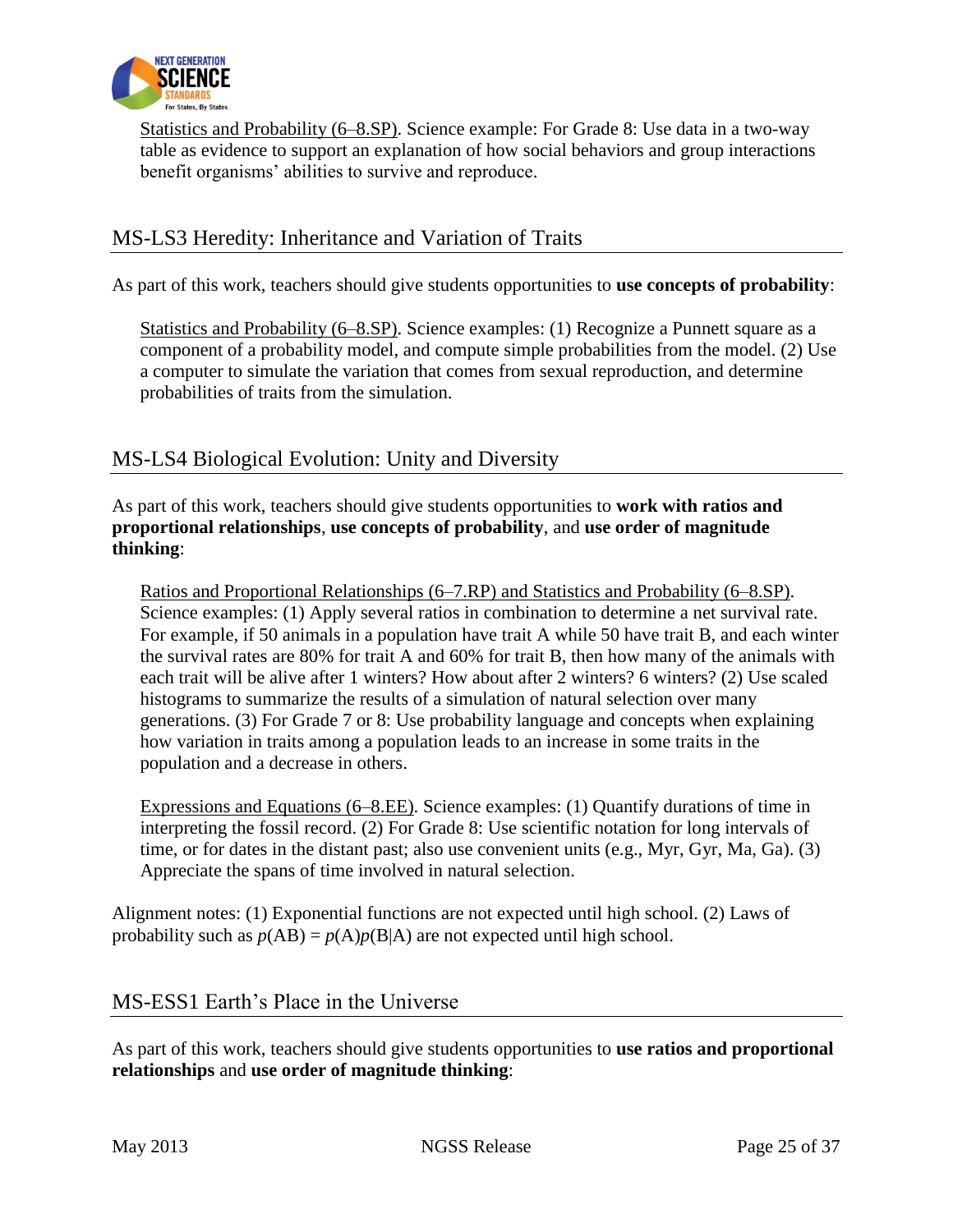Statistics and Probability (6–8.SP). Science example: For Grade 8: Use data in a two-way table as evidence to support an explanation of how social behaviors and group interactions benefit organisms' abilities to survive and reproduce.

## MS-LS3 Heredity: Inheritance and Variation of Traits

As part of this work, teachers should give students opportunities to **use concepts of probability**:

Statistics and Probability (6–8.SP). Science examples: (1) Recognize a Punnett square as a component of a probability model, and compute simple probabilities from the model. (2) Use a computer to simulate the variation that comes from sexual reproduction, and determine probabilities of traits from the simulation.

## MS-LS4 Biological Evolution: Unity and Diversity

As part of this work, teachers should give students opportunities to **work with ratios and proportional relationships**, **use concepts of probability**, and **use order of magnitude thinking**:

Ratios and Proportional Relationships (6–7.RP) and Statistics and Probability (6–8.SP). Science examples: (1) Apply several ratios in combination to determine a net survival rate. For example, if 50 animals in a population have trait A while 50 have trait B, and each winter the survival rates are 80% for trait A and 60% for trait B, then how many of the animals with each trait will be alive after 1 winters? How about after 2 winters? 6 winters? (2) Use scaled histograms to summarize the results of a simulation of natural selection over many generations. (3) For Grade 7 or 8: Use probability language and concepts when explaining how variation in traits among a population leads to an increase in some traits in the population and a decrease in others.

Expressions and Equations (6–8.EE). Science examples: (1) Quantify durations of time in interpreting the fossil record. (2) For Grade 8: Use scientific notation for long intervals of time, or for dates in the distant past; also use convenient units (e.g., Myr, Gyr, Ma, Ga). (3) Appreciate the spans of time involved in natural selection.

Alignment notes: (1) Exponential functions are not expected until high school. (2) Laws of probability such as $p(AB) = p(A)p(B|A)$ are not expected until high school.

## MS-ESS1 Earth's Place in the Universe

As part of this work, teachers should give students opportunities to **use ratios and proportional relationships** and **use order of magnitude thinking**: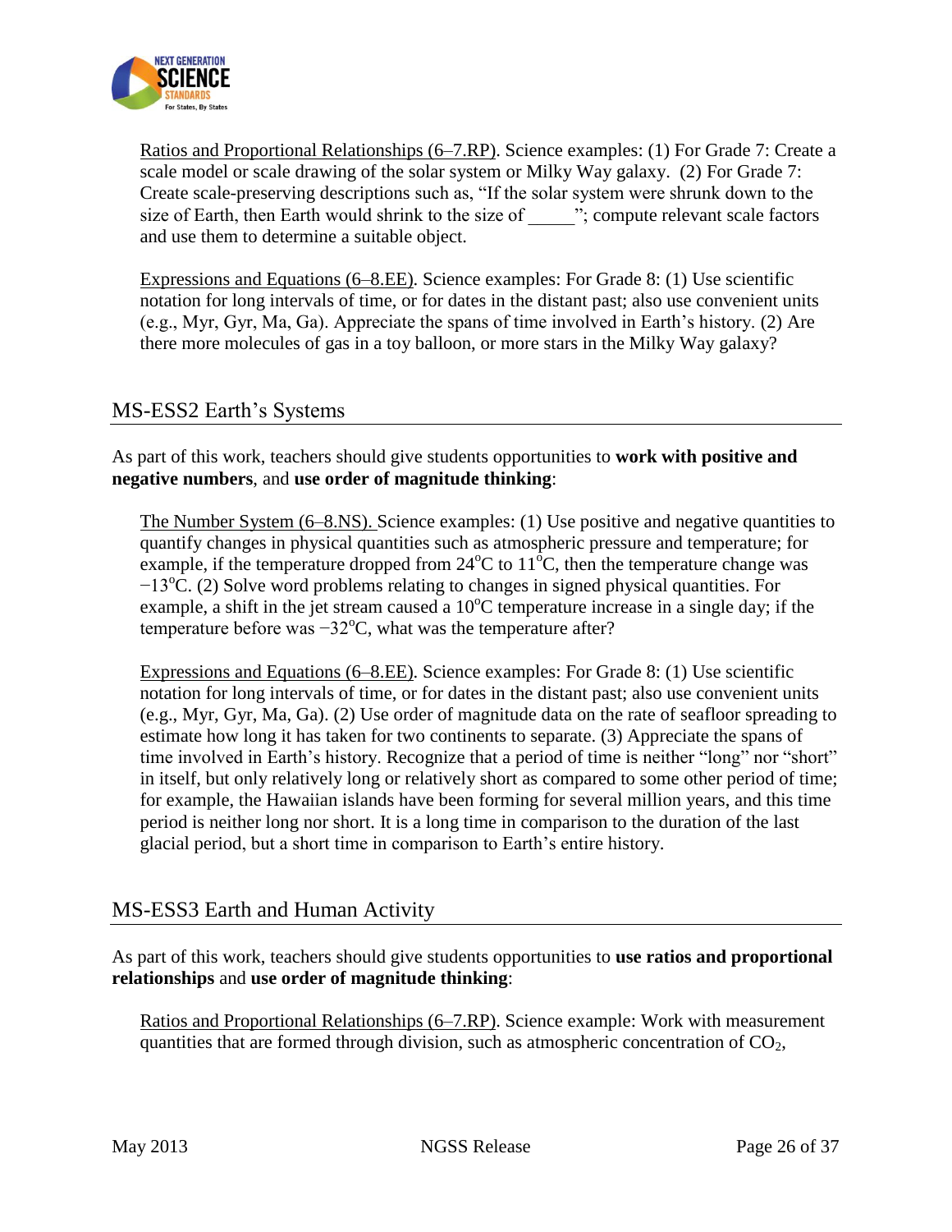Ratios and Proportional Relationships (6–7.RP). Science examples: (1) For Grade 7: Create a scale model or scale drawing of the solar system or Milky Way galaxy. (2) For Grade 7: Create scale-preserving descriptions such as, "If the solar system were shrunk down to the size of Earth, then Earth would shrink to the size of _____"; compute relevant scale factors and use them to determine a suitable object.

Expressions and Equations (6–8.EE). Science examples: For Grade 8: (1) Use scientific notation for long intervals of time, or for dates in the distant past; also use convenient units (e.g., Myr, Gyr, Ma, Ga). Appreciate the spans of time involved in Earth's history. (2) Are there more molecules of gas in a toy balloon, or more stars in the Milky Way galaxy?

## MS-ESS2 Earth's Systems

As part of this work, teachers should give students opportunities to **work with positive and negative numbers**, and **use order of magnitude thinking**:

The Number System (6–8.NS). Science examples: (1) Use positive and negative quantities to quantify changes in physical quantities such as atmospheric pressure and temperature; for example, if the temperature dropped from $24^{o}C$ to $11^{o}C$, then the temperature change was $-13^{o}C$. (2) Solve word problems relating to changes in signed physical quantities. For example, a shift in the jet stream caused a $10^{o}C$ temperature increase in a single day; if the temperature before was $-32^{o}C$, what was the temperature after?

Expressions and Equations (6–8.EE). Science examples: For Grade 8: (1) Use scientific notation for long intervals of time, or for dates in the distant past; also use convenient units (e.g., Myr, Gyr, Ma, Ga). (2) Use order of magnitude data on the rate of seafloor spreading to estimate how long it has taken for two continents to separate. (3) Appreciate the spans of time involved in Earth's history. Recognize that a period of time is neither "long" nor "short" in itself, but only relatively long or relatively short as compared to some other period of time; for example, the Hawaiian islands have been forming for several million years, and this time period is neither long nor short. It is a long time in comparison to the duration of the last glacial period, but a short time in comparison to Earth's entire history.

## MS-ESS3 Earth and Human Activity

As part of this work, teachers should give students opportunities to **use ratios and proportional relationships** and **use order of magnitude thinking**:

Ratios and Proportional Relationships (6–7.RP). Science example: Work with measurement quantities that are formed through division, such as atmospheric concentration of $CO_2$,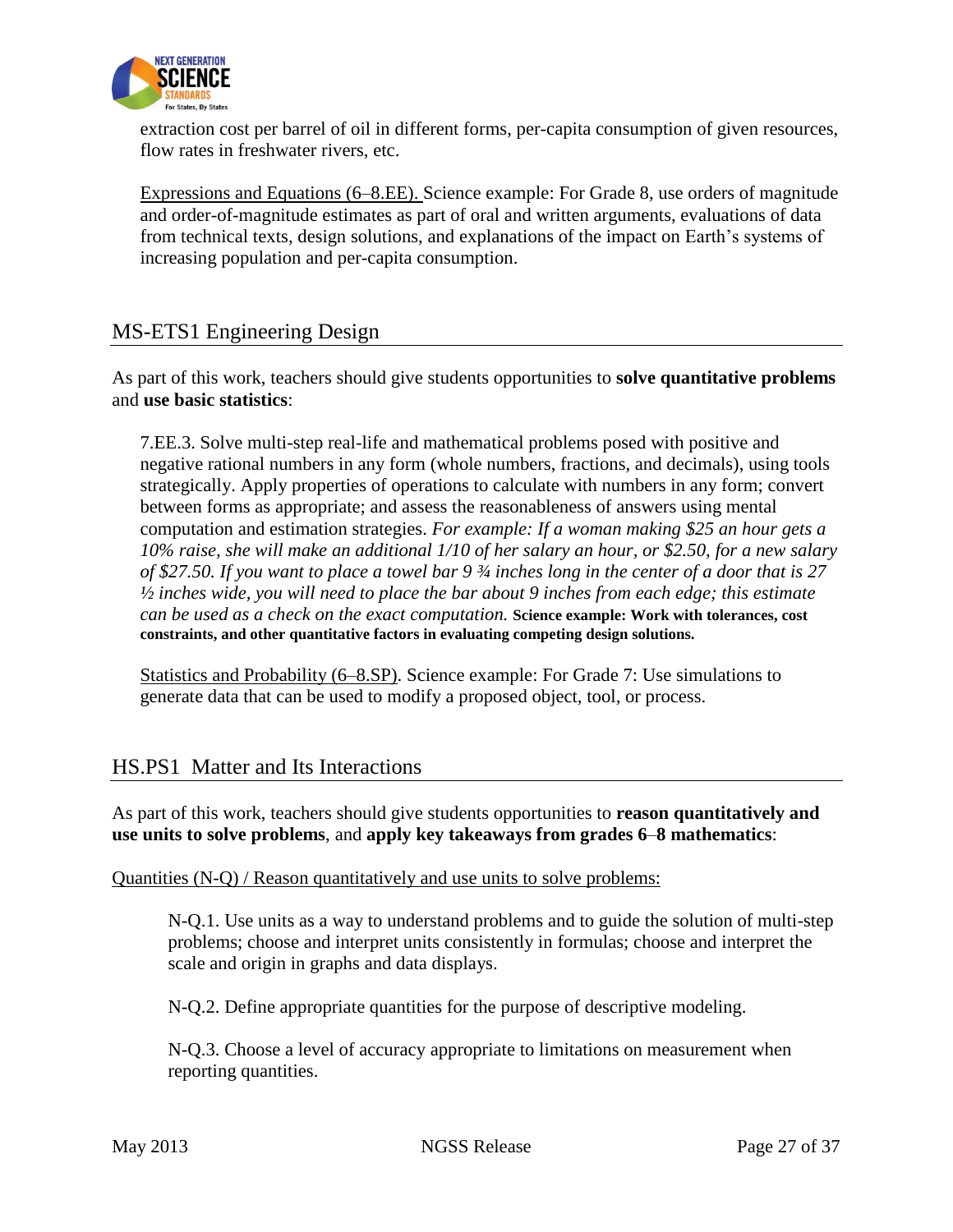extraction cost per barrel of oil in different forms, per-capita consumption of given resources, flow rates in freshwater rivers, etc.

Expressions and Equations (6–8.EE). Science example: For Grade 8, use orders of magnitude and order-of-magnitude estimates as part of oral and written arguments, evaluations of data from technical texts, design solutions, and explanations of the impact on Earth's systems of increasing population and per-capita consumption.

## MS-ETS1 Engineering Design

As part of this work, teachers should give students opportunities to **solve quantitative problems** and **use basic statistics**:

7.EE.3. Solve multi-step real-life and mathematical problems posed with positive and negative rational numbers in any form (whole numbers, fractions, and decimals), using tools strategically. Apply properties of operations to calculate with numbers in any form; convert between forms as appropriate; and assess the reasonableness of answers using mental computation and estimation strategies. *For example: If a woman making $25 an hour gets a 10% raise, she will make an additional 1/10 of her salary an hour, or $2.50, for a new salary of $27.50. If you want to place a towel bar 9 ¾ inches long in the center of a door that is 27 ½ inches wide, you will need to place the bar about 9 inches from each edge; this estimate can be used as a check on the exact computation.* **Science example: Work with tolerances, cost constraints, and other quantitative factors in evaluating competing design solutions.**

Statistics and Probability (6–8.SP). Science example: For Grade 7: Use simulations to generate data that can be used to modify a proposed object, tool, or process.

## HS.PS1 Matter and Its Interactions

As part of this work, teachers should give students opportunities to **reason quantitatively and use units to solve problems**, and **apply key takeaways from grades 6–8 mathematics**:

Quantities (N-Q) / Reason quantitatively and use units to solve problems:

N-Q.1. Use units as a way to understand problems and to guide the solution of multi-step problems; choose and interpret units consistently in formulas; choose and interpret the scale and origin in graphs and data displays.

N-Q.2. Define appropriate quantities for the purpose of descriptive modeling.

N-Q.3. Choose a level of accuracy appropriate to limitations on measurement when reporting quantities.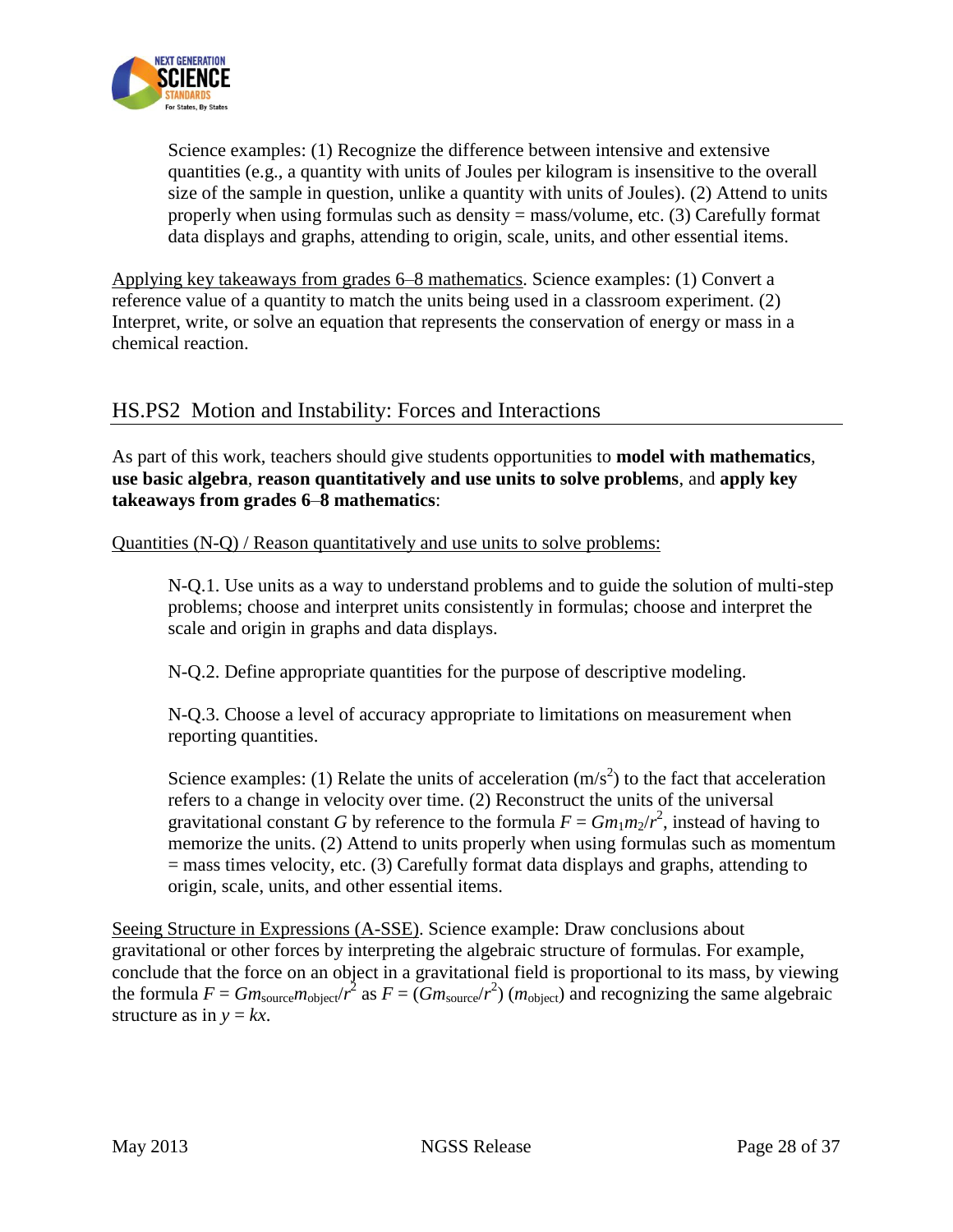Science examples: (1) Recognize the difference between intensive and extensive quantities (e.g., a quantity with units of Joules per kilogram is insensitive to the overall size of the sample in question, unlike a quantity with units of Joules). (2) Attend to units properly when using formulas such as density = mass/volume, etc. (3) Carefully format data displays and graphs, attending to origin, scale, units, and other essential items.

Applying key takeaways from grades 6–8 mathematics. Science examples: (1) Convert a reference value of a quantity to match the units being used in a classroom experiment. (2) Interpret, write, or solve an equation that represents the conservation of energy or mass in a chemical reaction.

## HS.PS2 Motion and Instability: Forces and Interactions

As part of this work, teachers should give students opportunities to **model with mathematics**, **use basic algebra**, **reason quantitatively and use units to solve problems**, and **apply key takeaways from grades 6–8 mathematics**:

Quantities (N-Q) / Reason quantitatively and use units to solve problems:

N-Q.1. Use units as a way to understand problems and to guide the solution of multi-step problems; choose and interpret units consistently in formulas; choose and interpret the scale and origin in graphs and data displays.

N-Q.2. Define appropriate quantities for the purpose of descriptive modeling.

N-Q.3. Choose a level of accuracy appropriate to limitations on measurement when reporting quantities.

Science examples: (1) Relate the units of acceleration ($m/s^2$) to the fact that acceleration refers to a change in velocity over time. (2) Reconstruct the units of the universal gravitational constant $G$ by reference to the formula $F = Gm_1m_2/r^2$, instead of having to memorize the units. (2) Attend to units properly when using formulas such as momentum = mass times velocity, etc. (3) Carefully format data displays and graphs, attending to origin, scale, units, and other essential items.

Seeing Structure in Expressions (A-SSE). Science example: Draw conclusions about gravitational or other forces by interpreting the algebraic structure of formulas. For example, conclude that the force on an object in a gravitational field is proportional to its mass, by viewing the formula $F = Gm_{\text{source}}m_{\text{object}}/r^2$ as $F = (Gm_{\text{source}}/r^2)\,(m_{\text{object}})$ and recognizing the same algebraic structure as in $y = kx$.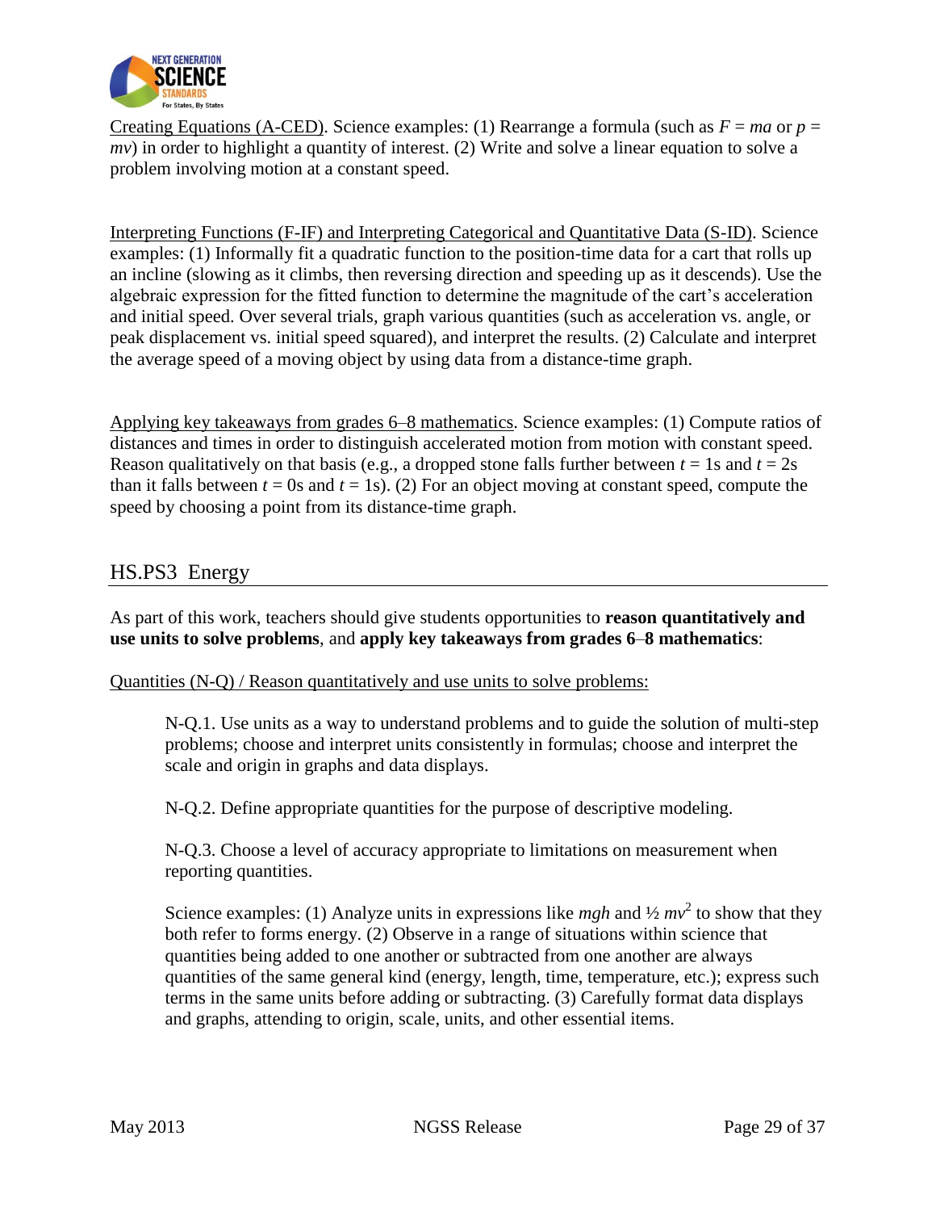Creating Equations (A-CED). Science examples: (1) Rearrange a formula (such as $F = ma$ or $p = mv$) in order to highlight a quantity of interest. (2) Write and solve a linear equation to solve a problem involving motion at a constant speed.

Interpreting Functions (F-IF) and Interpreting Categorical and Quantitative Data (S-ID). Science examples: (1) Informally fit a quadratic function to the position-time data for a cart that rolls up an incline (slowing as it climbs, then reversing direction and speeding up as it descends). Use the algebraic expression for the fitted function to determine the magnitude of the cart's acceleration and initial speed. Over several trials, graph various quantities (such as acceleration vs. angle, or peak displacement vs. initial speed squared), and interpret the results. (2) Calculate and interpret the average speed of a moving object by using data from a distance-time graph.

Applying key takeaways from grades 6–8 mathematics. Science examples: (1) Compute ratios of distances and times in order to distinguish accelerated motion from motion with constant speed. Reason qualitatively on that basis (e.g., a dropped stone falls further between $t = 1\text{s}$ and $t = 2\text{s}$ than it falls between $t = 0\text{s}$ and $t = 1\text{s}$). (2) For an object moving at constant speed, compute the speed by choosing a point from its distance-time graph.

## HS.PS3 Energy

As part of this work, teachers should give students opportunities to **reason quantitatively and use units to solve problems**, and **apply key takeaways from grades 6–8 mathematics**:

Quantities (N-Q) / Reason quantitatively and use units to solve problems:

> N-Q.1. Use units as a way to understand problems and to guide the solution of multi-step problems; choose and interpret units consistently in formulas; choose and interpret the scale and origin in graphs and data displays.
>
> N-Q.2. Define appropriate quantities for the purpose of descriptive modeling.
>
> N-Q.3. Choose a level of accuracy appropriate to limitations on measurement when reporting quantities.
>
> Science examples: (1) Analyze units in expressions like $mgh$ and $\frac{1}{2} mv^2$ to show that they both refer to forms energy. (2) Observe in a range of situations within science that quantities being added to one another or subtracted from one another are always quantities of the same general kind (energy, length, time, temperature, etc.); express such terms in the same units before adding or subtracting. (3) Carefully format data displays and graphs, attending to origin, scale, units, and other essential items.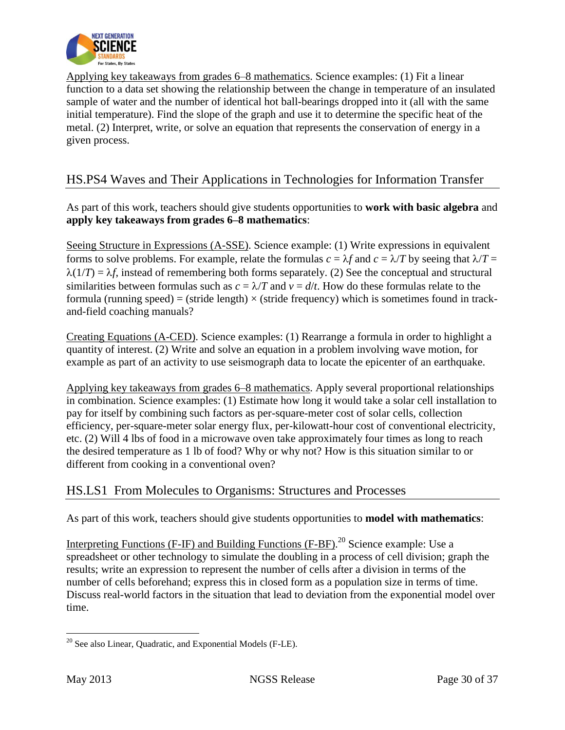Applying key takeaways from grades 6–8 mathematics. Science examples: (1) Fit a linear function to a data set showing the relationship between the change in temperature of an insulated sample of water and the number of identical hot ball-bearings dropped into it (all with the same initial temperature). Find the slope of the graph and use it to determine the specific heat of the metal. (2) Interpret, write, or solve an equation that represents the conservation of energy in a given process.

## HS.PS4 Waves and Their Applications in Technologies for Information Transfer

As part of this work, teachers should give students opportunities to **work with basic algebra** and **apply key takeaways from grades 6–8 mathematics**:

Seeing Structure in Expressions (A-SSE). Science example: (1) Write expressions in equivalent forms to solve problems. For example, relate the formulas $c = \lambda f$ and $c = \lambda/T$ by seeing that $\lambda/T = \lambda(1/T) = \lambda f$, instead of remembering both forms separately. (2) See the conceptual and structural similarities between formulas such as $c = \lambda/T$ and $v = d/t$. How do these formulas relate to the formula (running speed) = (stride length) × (stride frequency) which is sometimes found in track-and-field coaching manuals?

Creating Equations (A-CED). Science examples: (1) Rearrange a formula in order to highlight a quantity of interest. (2) Write and solve an equation in a problem involving wave motion, for example as part of an activity to use seismograph data to locate the epicenter of an earthquake.

Applying key takeaways from grades 6–8 mathematics. Apply several proportional relationships in combination. Science examples: (1) Estimate how long it would take a solar cell installation to pay for itself by combining such factors as per-square-meter cost of solar cells, collection efficiency, per-square-meter solar energy flux, per-kilowatt-hour cost of conventional electricity, etc. (2) Will 4 lbs of food in a microwave oven take approximately four times as long to reach the desired temperature as 1 lb of food? Why or why not? How is this situation similar to or different from cooking in a conventional oven?

## HS.LS1 From Molecules to Organisms: Structures and Processes

As part of this work, teachers should give students opportunities to **model with mathematics**:

Interpreting Functions (F-IF) and Building Functions (F-BF).[20] Science example: Use a spreadsheet or other technology to simulate the doubling in a process of cell division; graph the results; write an expression to represent the number of cells after a division in terms of the number of cells beforehand; express this in closed form as a population size in terms of time. Discuss real-world factors in the situation that lead to deviation from the exponential model over time.

[20] See also Linear, Quadratic, and Exponential Models (F-LE).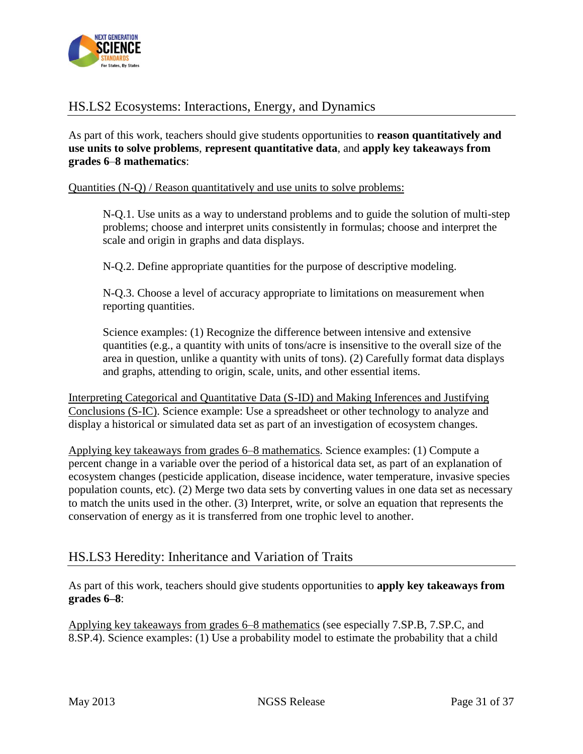## HS.LS2 Ecosystems: Interactions, Energy, and Dynamics

As part of this work, teachers should give students opportunities to **reason quantitatively and use units to solve problems**, **represent quantitative data**, and **apply key takeaways from grades 6–8 mathematics**:

Quantities (N-Q) / Reason quantitatively and use units to solve problems:

> N-Q.1. Use units as a way to understand problems and to guide the solution of multi-step problems; choose and interpret units consistently in formulas; choose and interpret the scale and origin in graphs and data displays.
>
> N-Q.2. Define appropriate quantities for the purpose of descriptive modeling.
>
> N-Q.3. Choose a level of accuracy appropriate to limitations on measurement when reporting quantities.
>
> Science examples: (1) Recognize the difference between intensive and extensive quantities (e.g., a quantity with units of tons/acre is insensitive to the overall size of the area in question, unlike a quantity with units of tons). (2) Carefully format data displays and graphs, attending to origin, scale, units, and other essential items.

Interpreting Categorical and Quantitative Data (S-ID) and Making Inferences and Justifying Conclusions (S-IC). Science example: Use a spreadsheet or other technology to analyze and display a historical or simulated data set as part of an investigation of ecosystem changes.

Applying key takeaways from grades 6–8 mathematics. Science examples: (1) Compute a percent change in a variable over the period of a historical data set, as part of an explanation of ecosystem changes (pesticide application, disease incidence, water temperature, invasive species population counts, etc). (2) Merge two data sets by converting values in one data set as necessary to match the units used in the other. (3) Interpret, write, or solve an equation that represents the conservation of energy as it is transferred from one trophic level to another.

## HS.LS3 Heredity: Inheritance and Variation of Traits

As part of this work, teachers should give students opportunities to **apply key takeaways from grades 6–8**:

Applying key takeaways from grades 6–8 mathematics (see especially 7.SP.B, 7.SP.C, and 8.SP.4). Science examples: (1) Use a probability model to estimate the probability that a child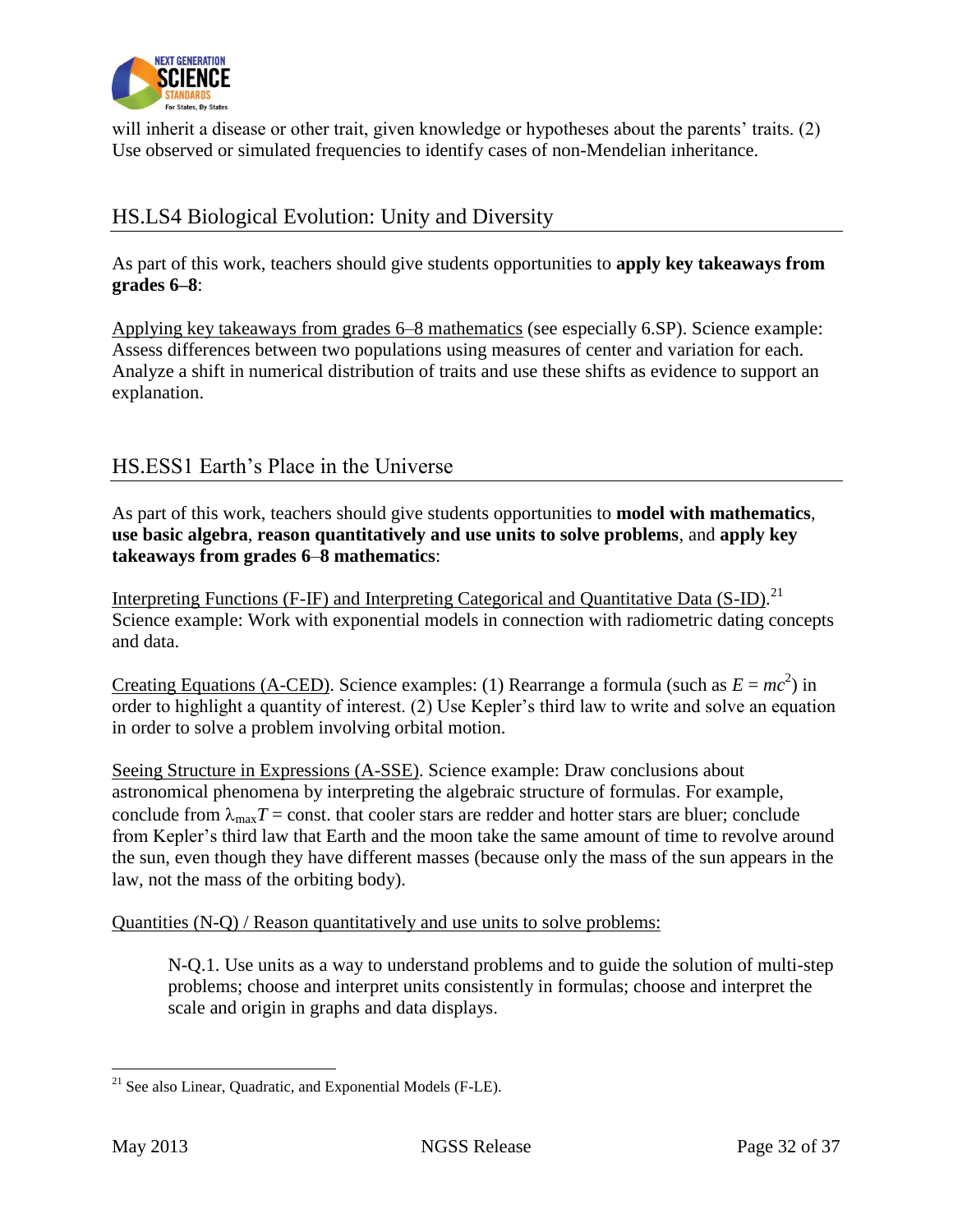will inherit a disease or other trait, given knowledge or hypotheses about the parents' traits. (2) Use observed or simulated frequencies to identify cases of non-Mendelian inheritance.

## HS.LS4 Biological Evolution: Unity and Diversity

As part of this work, teachers should give students opportunities to **apply key takeaways from grades 6–8**:

Applying key takeaways from grades 6–8 mathematics (see especially 6.SP). Science example: Assess differences between two populations using measures of center and variation for each. Analyze a shift in numerical distribution of traits and use these shifts as evidence to support an explanation.

## HS.ESS1 Earth's Place in the Universe

As part of this work, teachers should give students opportunities to **model with mathematics**, **use basic algebra**, **reason quantitatively and use units to solve problems**, and **apply key takeaways from grades 6–8 mathematics**:

Interpreting Functions (F-IF) and Interpreting Categorical and Quantitative Data (S-ID).[21] Science example: Work with exponential models in connection with radiometric dating concepts and data.

Creating Equations (A-CED). Science examples: (1) Rearrange a formula (such as $E = mc^2$) in order to highlight a quantity of interest. (2) Use Kepler's third law to write and solve an equation in order to solve a problem involving orbital motion.

Seeing Structure in Expressions (A-SSE). Science example: Draw conclusions about astronomical phenomena by interpreting the algebraic structure of formulas. For example, conclude from $\lambda_{max}T = \text{const.}$ that cooler stars are redder and hotter stars are bluer; conclude from Kepler's third law that Earth and the moon take the same amount of time to revolve around the sun, even though they have different masses (because only the mass of the sun appears in the law, not the mass of the orbiting body).

Quantities (N-Q) / Reason quantitatively and use units to solve problems:

> N-Q.1. Use units as a way to understand problems and to guide the solution of multi-step problems; choose and interpret units consistently in formulas; choose and interpret the scale and origin in graphs and data displays.

[21] See also Linear, Quadratic, and Exponential Models (F-LE).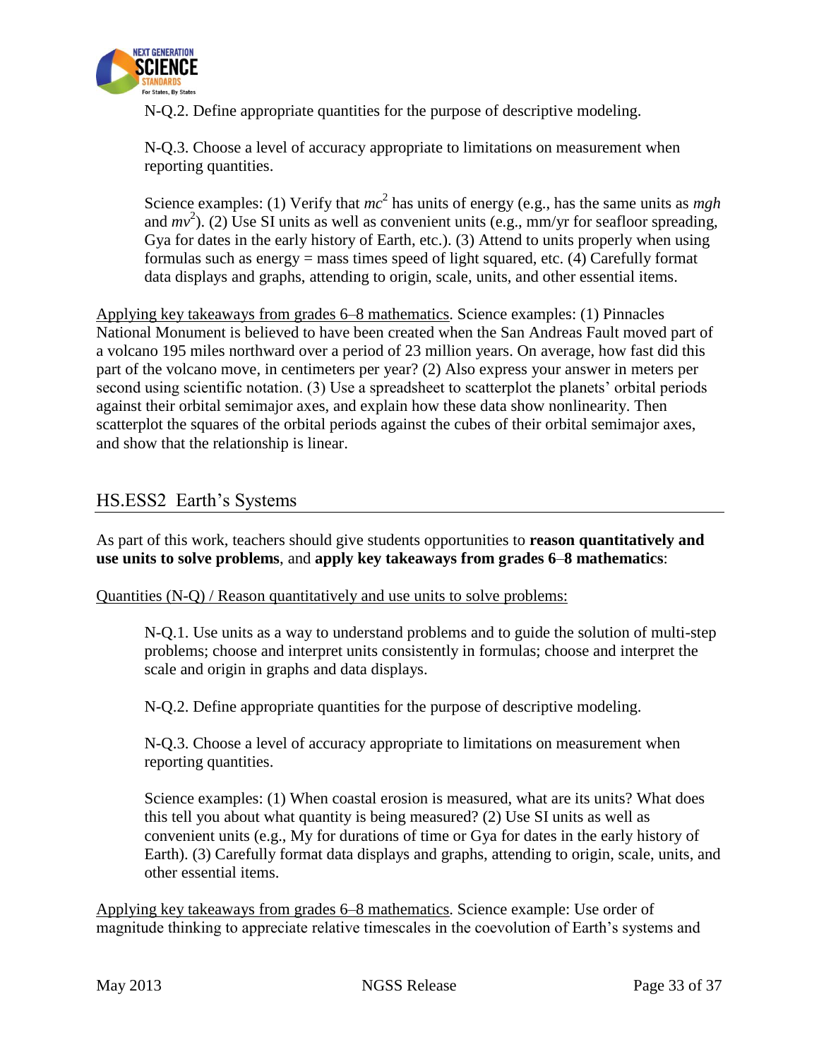N-Q.2. Define appropriate quantities for the purpose of descriptive modeling.

N-Q.3. Choose a level of accuracy appropriate to limitations on measurement when reporting quantities.

Science examples: (1) Verify that $mc^2$ has units of energy (e.g., has the same units as $mgh$ and $mv^2$). (2) Use SI units as well as convenient units (e.g., mm/yr for seafloor spreading, Gya for dates in the early history of Earth, etc.). (3) Attend to units properly when using formulas such as energy = mass times speed of light squared, etc. (4) Carefully format data displays and graphs, attending to origin, scale, units, and other essential items.

Applying key takeaways from grades 6–8 mathematics. Science examples: (1) Pinnacles National Monument is believed to have been created when the San Andreas Fault moved part of a volcano 195 miles northward over a period of 23 million years. On average, how fast did this part of the volcano move, in centimeters per year? (2) Also express your answer in meters per second using scientific notation. (3) Use a spreadsheet to scatterplot the planets' orbital periods against their orbital semimajor axes, and explain how these data show nonlinearity. Then scatterplot the squares of the orbital periods against the cubes of their orbital semimajor axes, and show that the relationship is linear.

## HS.ESS2 Earth's Systems

As part of this work, teachers should give students opportunities to **reason quantitatively and use units to solve problems**, and **apply key takeaways from grades 6–8 mathematics**:

Quantities (N-Q) / Reason quantitatively and use units to solve problems:

N-Q.1. Use units as a way to understand problems and to guide the solution of multi-step problems; choose and interpret units consistently in formulas; choose and interpret the scale and origin in graphs and data displays.

N-Q.2. Define appropriate quantities for the purpose of descriptive modeling.

N-Q.3. Choose a level of accuracy appropriate to limitations on measurement when reporting quantities.

Science examples: (1) When coastal erosion is measured, what are its units? What does this tell you about what quantity is being measured? (2) Use SI units as well as convenient units (e.g., My for durations of time or Gya for dates in the early history of Earth). (3) Carefully format data displays and graphs, attending to origin, scale, units, and other essential items.

Applying key takeaways from grades 6–8 mathematics. Science example: Use order of magnitude thinking to appreciate relative timescales in the coevolution of Earth's systems and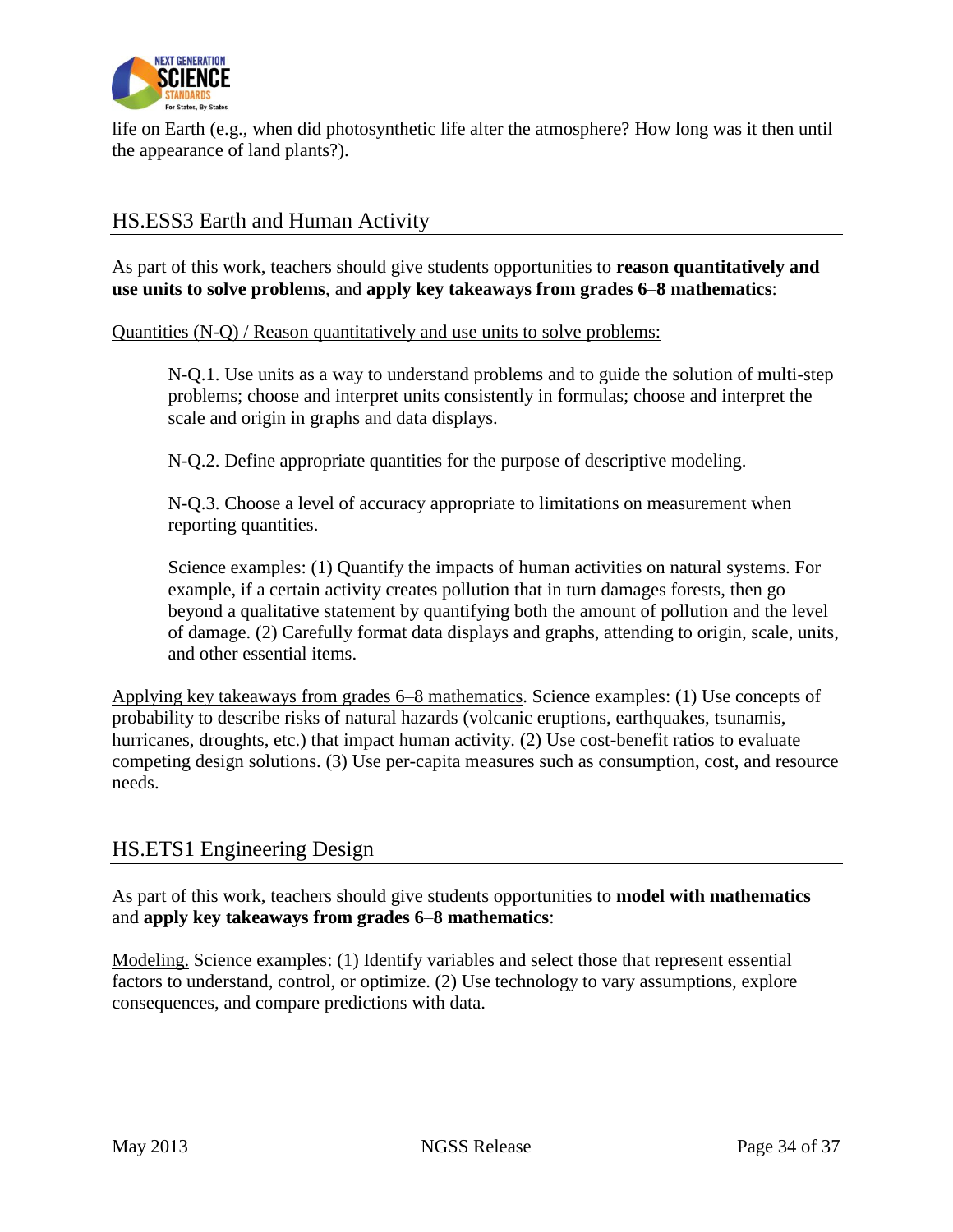life on Earth (e.g., when did photosynthetic life alter the atmosphere? How long was it then until the appearance of land plants?).

## HS.ESS3 Earth and Human Activity

As part of this work, teachers should give students opportunities to **reason quantitatively and use units to solve problems**, and **apply key takeaways from grades 6–8 mathematics**:

Quantities (N-Q) / Reason quantitatively and use units to solve problems:

> N-Q.1. Use units as a way to understand problems and to guide the solution of multi-step problems; choose and interpret units consistently in formulas; choose and interpret the scale and origin in graphs and data displays.
>
> N-Q.2. Define appropriate quantities for the purpose of descriptive modeling.
>
> N-Q.3. Choose a level of accuracy appropriate to limitations on measurement when reporting quantities.
>
> Science examples: (1) Quantify the impacts of human activities on natural systems. For example, if a certain activity creates pollution that in turn damages forests, then go beyond a qualitative statement by quantifying both the amount of pollution and the level of damage. (2) Carefully format data displays and graphs, attending to origin, scale, units, and other essential items.

Applying key takeaways from grades 6–8 mathematics. Science examples: (1) Use concepts of probability to describe risks of natural hazards (volcanic eruptions, earthquakes, tsunamis, hurricanes, droughts, etc.) that impact human activity. (2) Use cost-benefit ratios to evaluate competing design solutions. (3) Use per-capita measures such as consumption, cost, and resource needs.

## HS.ETS1 Engineering Design

As part of this work, teachers should give students opportunities to **model with mathematics** and **apply key takeaways from grades 6–8 mathematics**:

Modeling. Science examples: (1) Identify variables and select those that represent essential factors to understand, control, or optimize. (2) Use technology to vary assumptions, explore consequences, and compare predictions with data.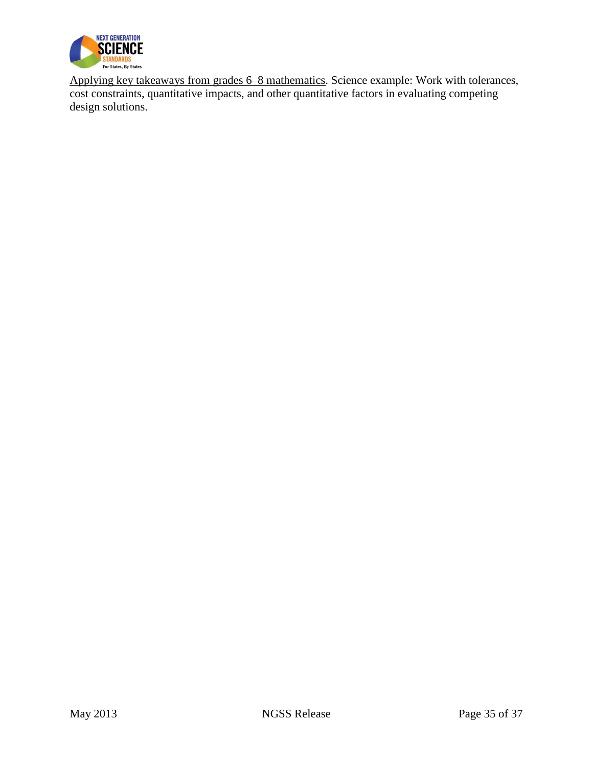Applying key takeaways from grades 6–8 mathematics. Science example: Work with tolerances, cost constraints, quantitative impacts, and other quantitative factors in evaluating competing design solutions.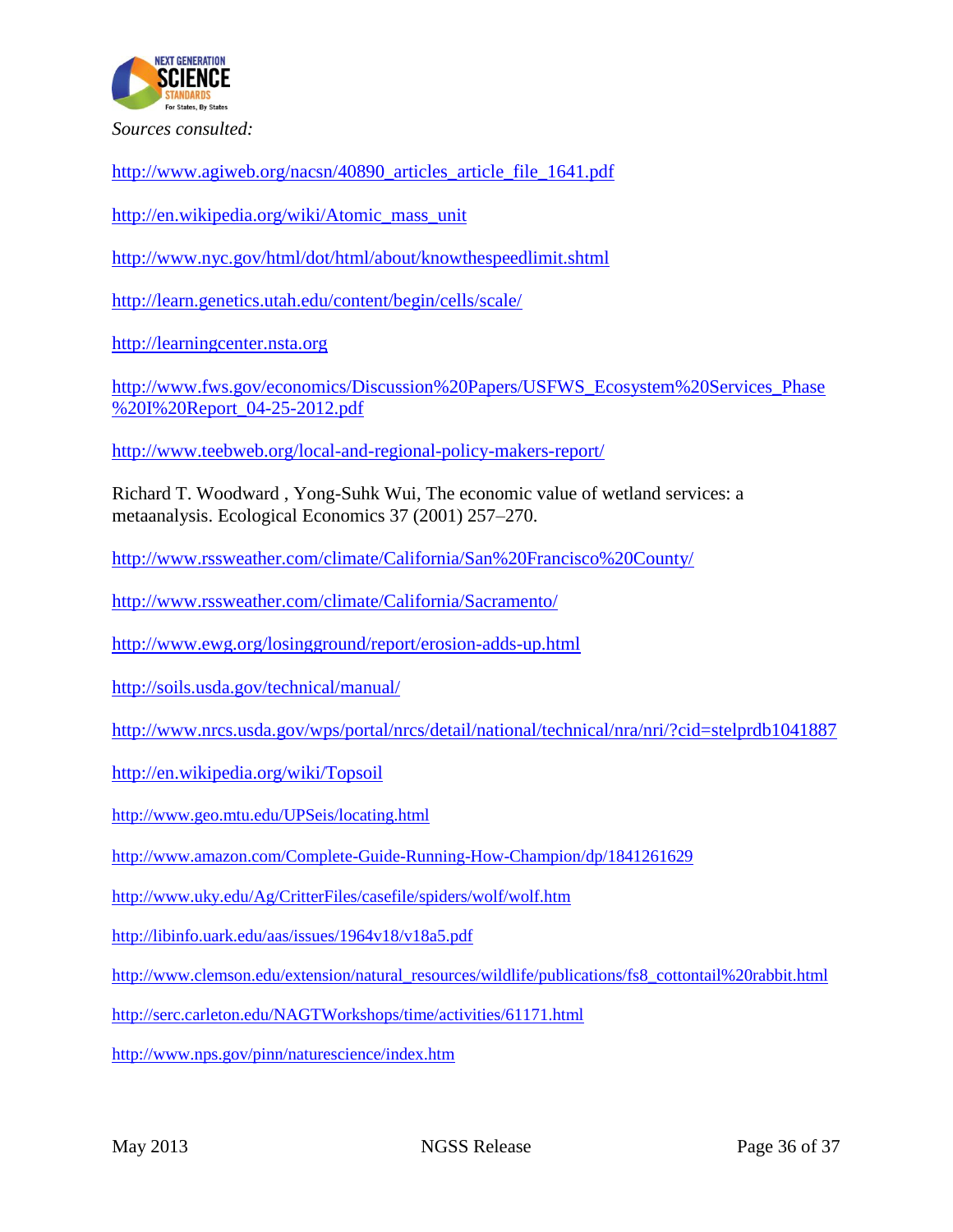*Sources consulted:*

http://www.agiweb.org/nacsn/40890_articles_article_file_1641.pdf

http://en.wikipedia.org/wiki/Atomic_mass_unit

http://www.nyc.gov/html/dot/html/about/knowthespeedlimit.shtml

http://learn.genetics.utah.edu/content/begin/cells/scale/

http://learningcenter.nsta.org

http://www.fws.gov/economics/Discussion%20Papers/USFWS_Ecosystem%20Services_Phase%20I%20Report_04-25-2012.pdf

http://www.teebweb.org/local-and-regional-policy-makers-report/

Richard T. Woodward , Yong-Suhk Wui, The economic value of wetland services: a metaanalysis. Ecological Economics 37 (2001) 257–270.

http://www.rssweather.com/climate/California/San%20Francisco%20County/

http://www.rssweather.com/climate/California/Sacramento/

http://www.ewg.org/losingground/report/erosion-adds-up.html

http://soils.usda.gov/technical/manual/

http://www.nrcs.usda.gov/wps/portal/nrcs/detail/national/technical/nra/nri/?cid=stelprdb1041887

http://en.wikipedia.org/wiki/Topsoil

http://www.geo.mtu.edu/UPSeis/locating.html

http://www.amazon.com/Complete-Guide-Running-How-Champion/dp/1841261629

http://www.uky.edu/Ag/CritterFiles/casefile/spiders/wolf/wolf.htm

http://libinfo.uark.edu/aas/issues/1964v18/v18a5.pdf

http://www.clemson.edu/extension/natural_resources/wildlife/publications/fs8_cottontail%20rabbit.html

http://serc.carleton.edu/NAGTWorkshops/time/activities/61171.html

http://www.nps.gov/pinn/naturescience/index.htm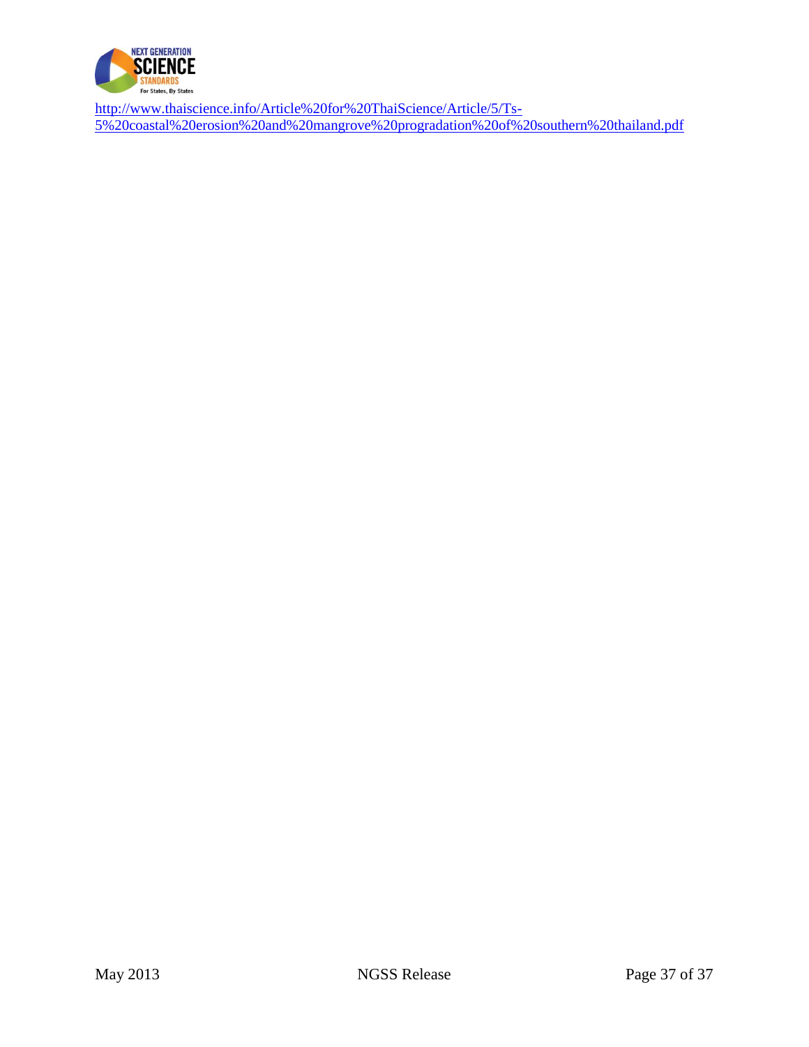http://www.thaiscience.info/Article%20for%20ThaiScience/Article/5/Ts-5%20coastal%20erosion%20and%20mangrove%20progradation%20of%20southern%20thailand.pdf